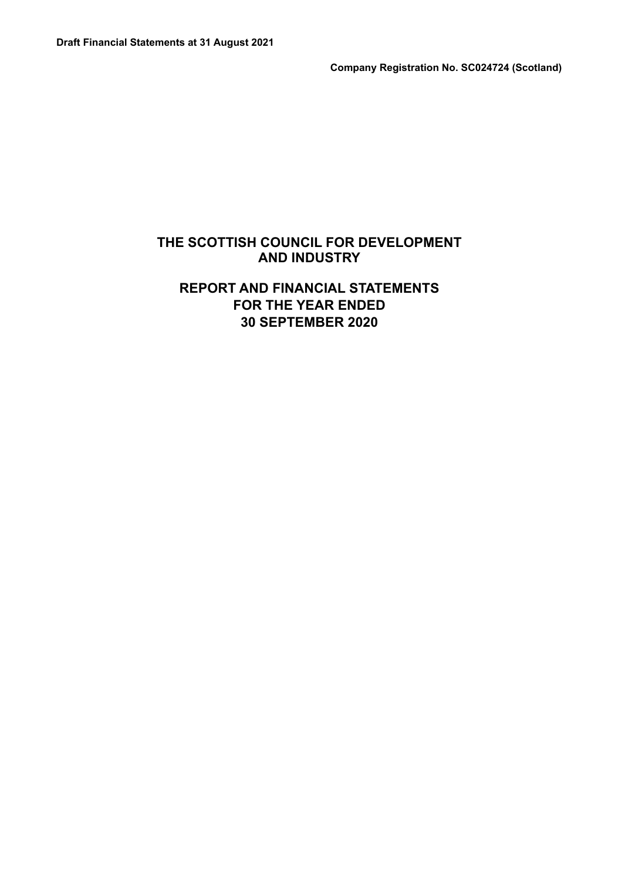**Draft Financial Statements at 31 August 2021**

**Company Registration No. SC024724 (Scotland)**

# THE SCOTTISH COUNCIL FOR DEVELOPMENT AND INDUSTRY

## REPORT AND FINANCIAL STATEMENTS FOR THE YEAR ENDED 30 SEPTEMBER 2020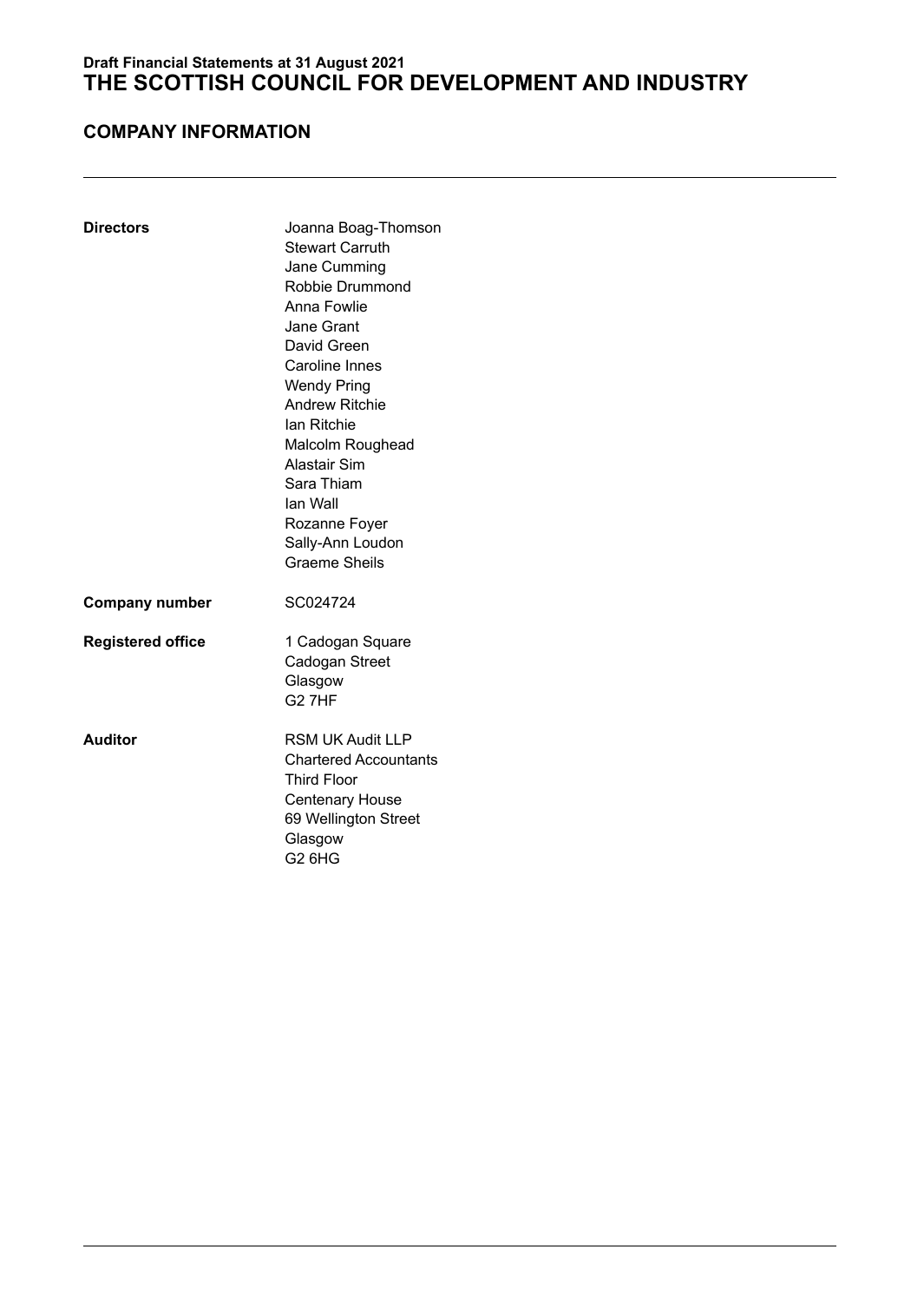**Draft Financial Statements at 31 August 2021**

# THE SCOTTISH COUNCIL FOR DEVELOPMENT AND INDUSTRY

## COMPANY INFORMATION

**Directors**
Joanna Boag-Thomson
Stewart Carruth
Jane Cumming
Robbie Drummond
Anna Fowlie
Jane Grant
David Green
Caroline Innes
Wendy Pring
Andrew Ritchie
Ian Ritchie
Malcolm Roughead
Alastair Sim
Sara Thiam
Ian Wall
Rozanne Foyer
Sally-Ann Loudon
Graeme Sheils

**Company number**
SC024724

**Registered office**
1 Cadogan Square
Cadogan Street
Glasgow
G2 7HF

**Auditor**
RSM UK Audit LLP
Chartered Accountants
Third Floor
Centenary House
69 Wellington Street
Glasgow
G2 6HG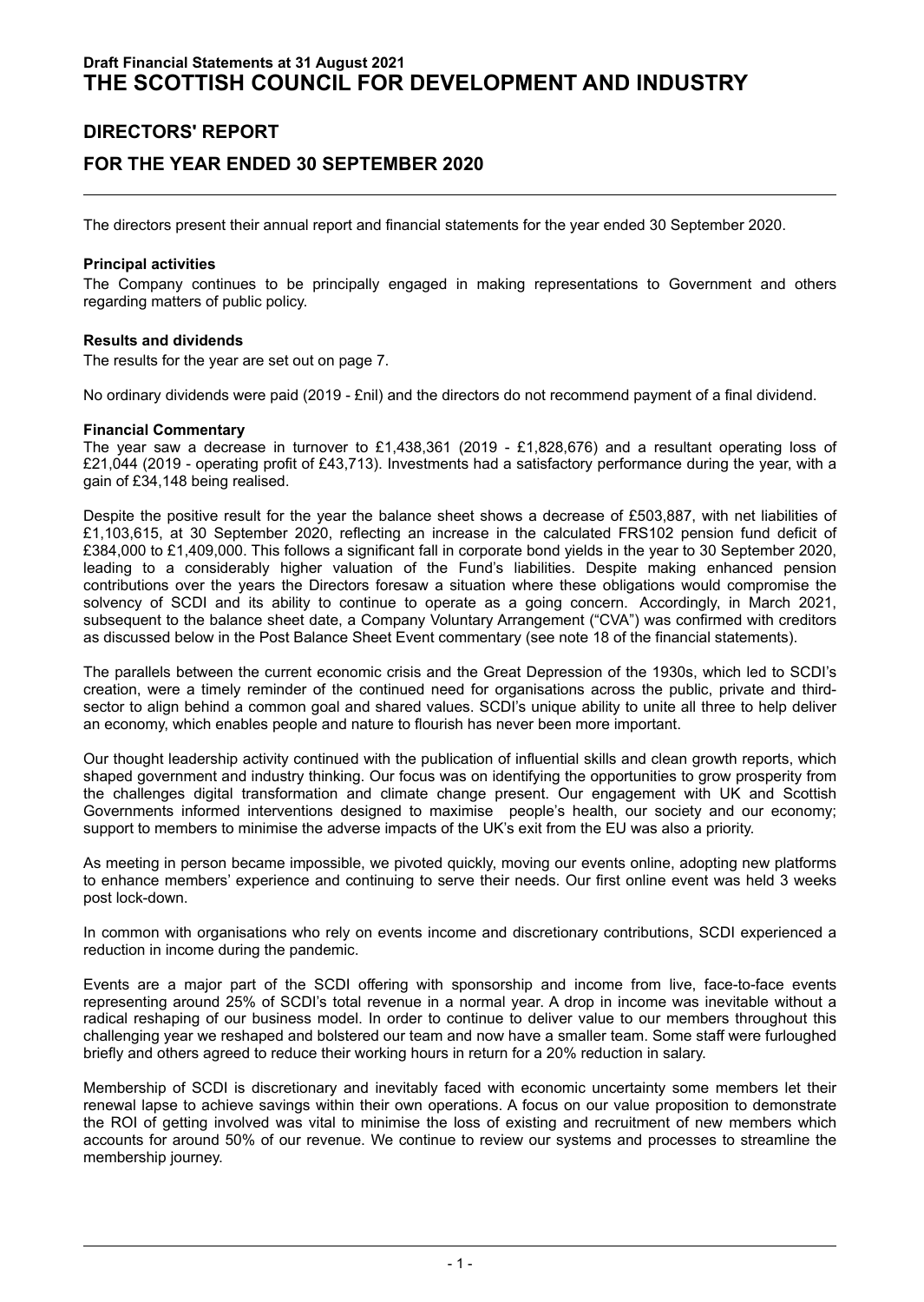# Draft Financial Statements at 31 August 2021

# THE SCOTTISH COUNCIL FOR DEVELOPMENT AND INDUSTRY

## DIRECTORS' REPORT

## FOR THE YEAR ENDED 30 SEPTEMBER 2020

The directors present their annual report and financial statements for the year ended 30 September 2020.

**Principal activities**

The Company continues to be principally engaged in making representations to Government and others regarding matters of public policy.

**Results and dividends**

The results for the year are set out on page 7.

No ordinary dividends were paid (2019 - £nil) and the directors do not recommend payment of a final dividend.

**Financial Commentary**

The year saw a decrease in turnover to £1,438,361 (2019 - £1,828,676) and a resultant operating loss of £21,044 (2019 - operating profit of £43,713). Investments had a satisfactory performance during the year, with a gain of £34,148 being realised.

Despite the positive result for the year the balance sheet shows a decrease of £503,887, with net liabilities of £1,103,615, at 30 September 2020, reflecting an increase in the calculated FRS102 pension fund deficit of £384,000 to £1,409,000. This follows a significant fall in corporate bond yields in the year to 30 September 2020, leading to a considerably higher valuation of the Fund's liabilities. Despite making enhanced pension contributions over the years the Directors foresaw a situation where these obligations would compromise the solvency of SCDI and its ability to continue to operate as a going concern. Accordingly, in March 2021, subsequent to the balance sheet date, a Company Voluntary Arrangement ("CVA") was confirmed with creditors as discussed below in the Post Balance Sheet Event commentary (see note 18 of the financial statements).

The parallels between the current economic crisis and the Great Depression of the 1930s, which led to SCDI's creation, were a timely reminder of the continued need for organisations across the public, private and third-sector to align behind a common goal and shared values. SCDI's unique ability to unite all three to help deliver an economy, which enables people and nature to flourish has never been more important.

Our thought leadership activity continued with the publication of influential skills and clean growth reports, which shaped government and industry thinking. Our focus was on identifying the opportunities to grow prosperity from the challenges digital transformation and climate change present. Our engagement with UK and Scottish Governments informed interventions designed to maximise people's health, our society and our economy; support to members to minimise the adverse impacts of the UK's exit from the EU was also a priority.

As meeting in person became impossible, we pivoted quickly, moving our events online, adopting new platforms to enhance members' experience and continuing to serve their needs. Our first online event was held 3 weeks post lock-down.

In common with organisations who rely on events income and discretionary contributions, SCDI experienced a reduction in income during the pandemic.

Events are a major part of the SCDI offering with sponsorship and income from live, face-to-face events representing around 25% of SCDI's total revenue in a normal year. A drop in income was inevitable without a radical reshaping of our business model. In order to continue to deliver value to our members throughout this challenging year we reshaped and bolstered our team and now have a smaller team. Some staff were furloughed briefly and others agreed to reduce their working hours in return for a 20% reduction in salary.

Membership of SCDI is discretionary and inevitably faced with economic uncertainty some members let their renewal lapse to achieve savings within their own operations. A focus on our value proposition to demonstrate the ROI of getting involved was vital to minimise the loss of existing and recruitment of new members which accounts for around 50% of our revenue. We continue to review our systems and processes to streamline the membership journey.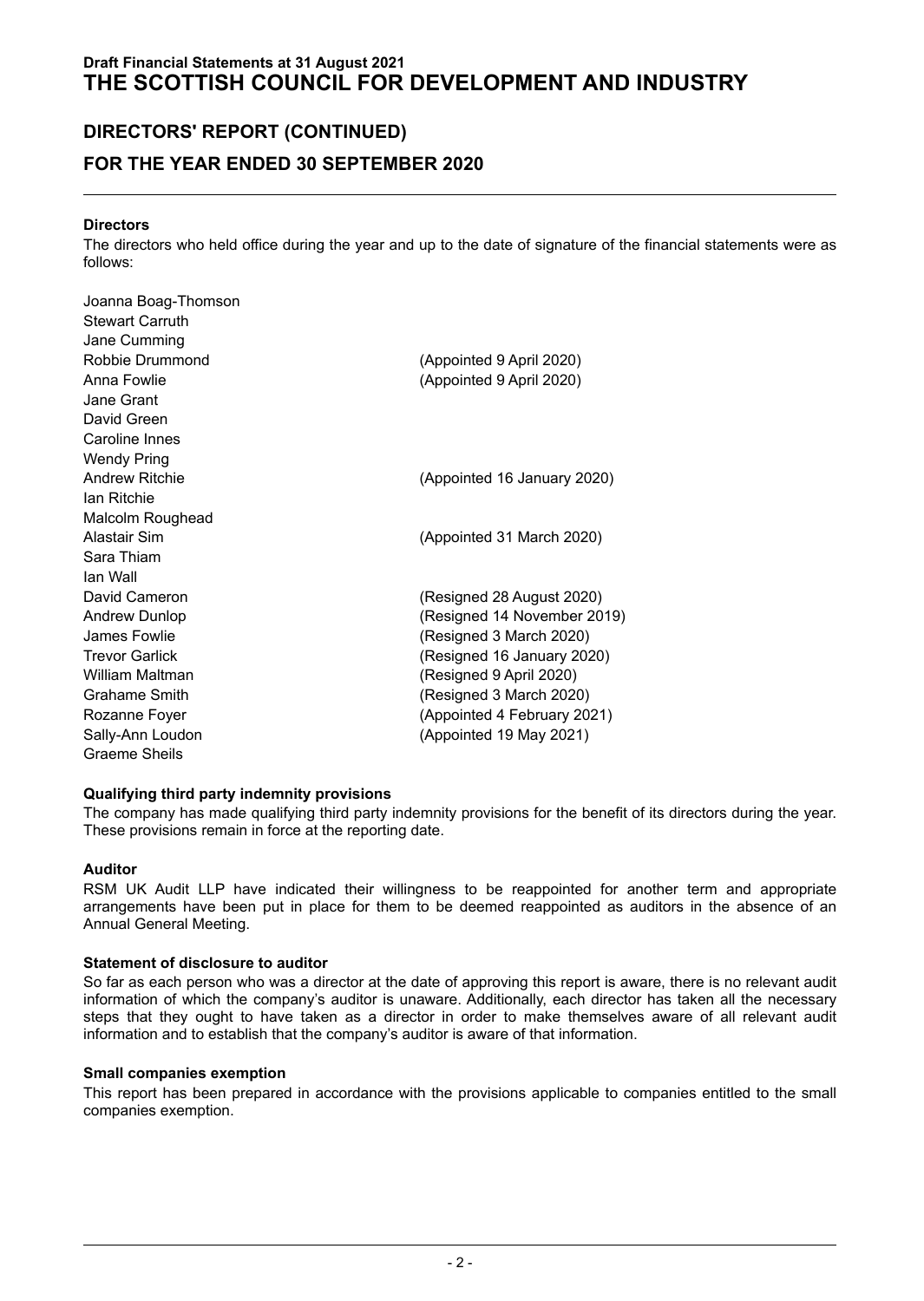# Draft Financial Statements at 31 August 2021
# THE SCOTTISH COUNCIL FOR DEVELOPMENT AND INDUSTRY

## DIRECTORS' REPORT (CONTINUED)

## FOR THE YEAR ENDED 30 SEPTEMBER 2020

### Directors

The directors who held office during the year and up to the date of signature of the financial statements were as follows:

| | |
|---|---|
| Joanna Boag-Thomson | |
| Stewart Carruth | |
| Jane Cumming | |
| Robbie Drummond | (Appointed 9 April 2020) |
| Anna Fowlie | (Appointed 9 April 2020) |
| Jane Grant | |
| David Green | |
| Caroline Innes | |
| Wendy Pring | |
| Andrew Ritchie | (Appointed 16 January 2020) |
| Ian Ritchie | |
| Malcolm Roughead | |
| Alastair Sim | (Appointed 31 March 2020) |
| Sara Thiam | |
| Ian Wall | |
| David Cameron | (Resigned 28 August 2020) |
| Andrew Dunlop | (Resigned 14 November 2019) |
| James Fowlie | (Resigned 3 March 2020) |
| Trevor Garlick | (Resigned 16 January 2020) |
| William Maltman | (Resigned 9 April 2020) |
| Grahame Smith | (Resigned 3 March 2020) |
| Rozanne Foyer | (Appointed 4 February 2021) |
| Sally-Ann Loudon | (Appointed 19 May 2021) |
| Graeme Sheils | |

### Qualifying third party indemnity provisions

The company has made qualifying third party indemnity provisions for the benefit of its directors during the year. These provisions remain in force at the reporting date.

### Auditor

RSM UK Audit LLP have indicated their willingness to be reappointed for another term and appropriate arrangements have been put in place for them to be deemed reappointed as auditors in the absence of an Annual General Meeting.

### Statement of disclosure to auditor

So far as each person who was a director at the date of approving this report is aware, there is no relevant audit information of which the company's auditor is unaware. Additionally, each director has taken all the necessary steps that they ought to have taken as a director in order to make themselves aware of all relevant audit information and to establish that the company's auditor is aware of that information.

### Small companies exemption

This report has been prepared in accordance with the provisions applicable to companies entitled to the small companies exemption.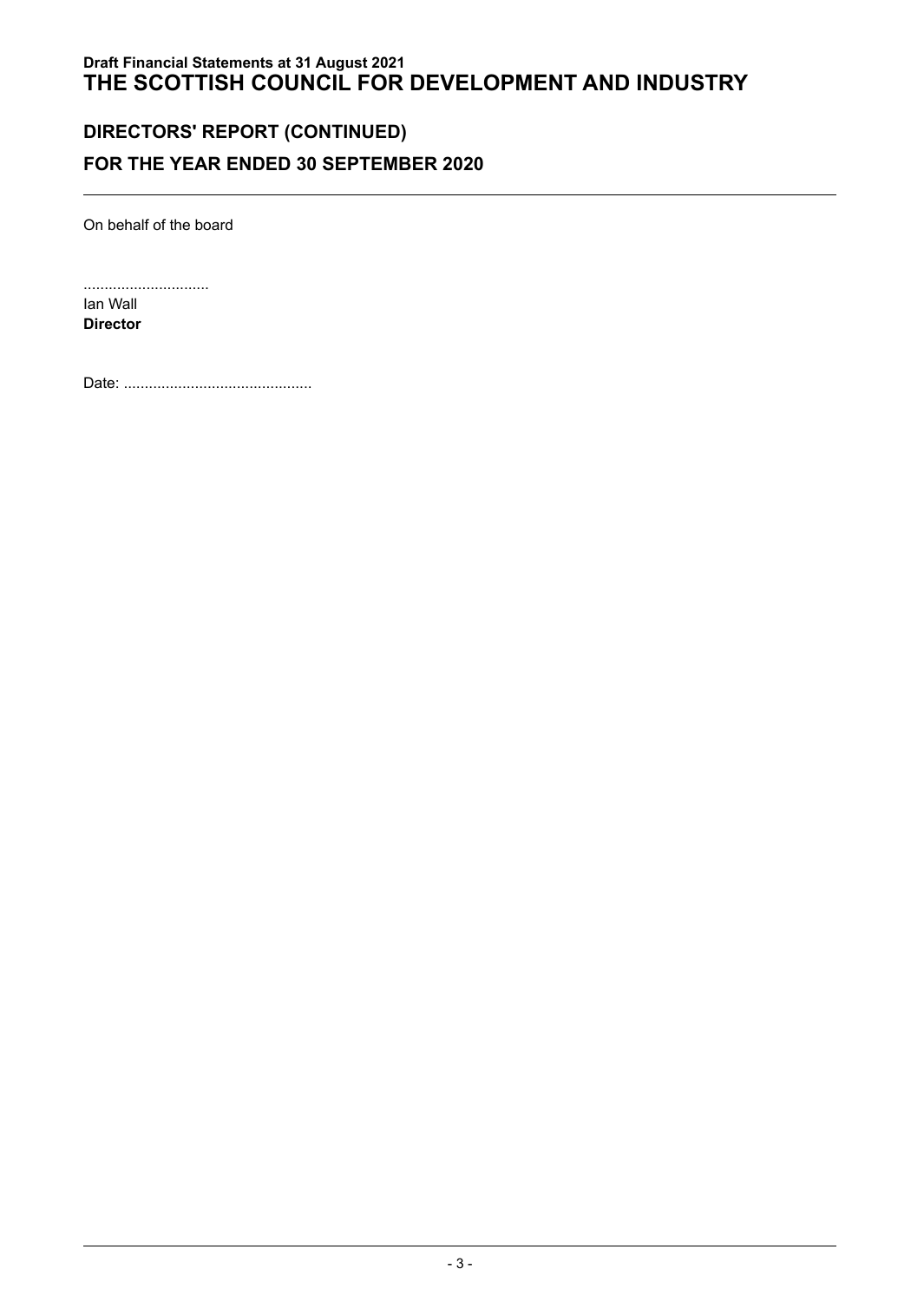## DIRECTORS' REPORT (CONTINUED)

## FOR THE YEAR ENDED 30 SEPTEMBER 2020

On behalf of the board

..............................

Ian Wall

**Director**

Date: .............................................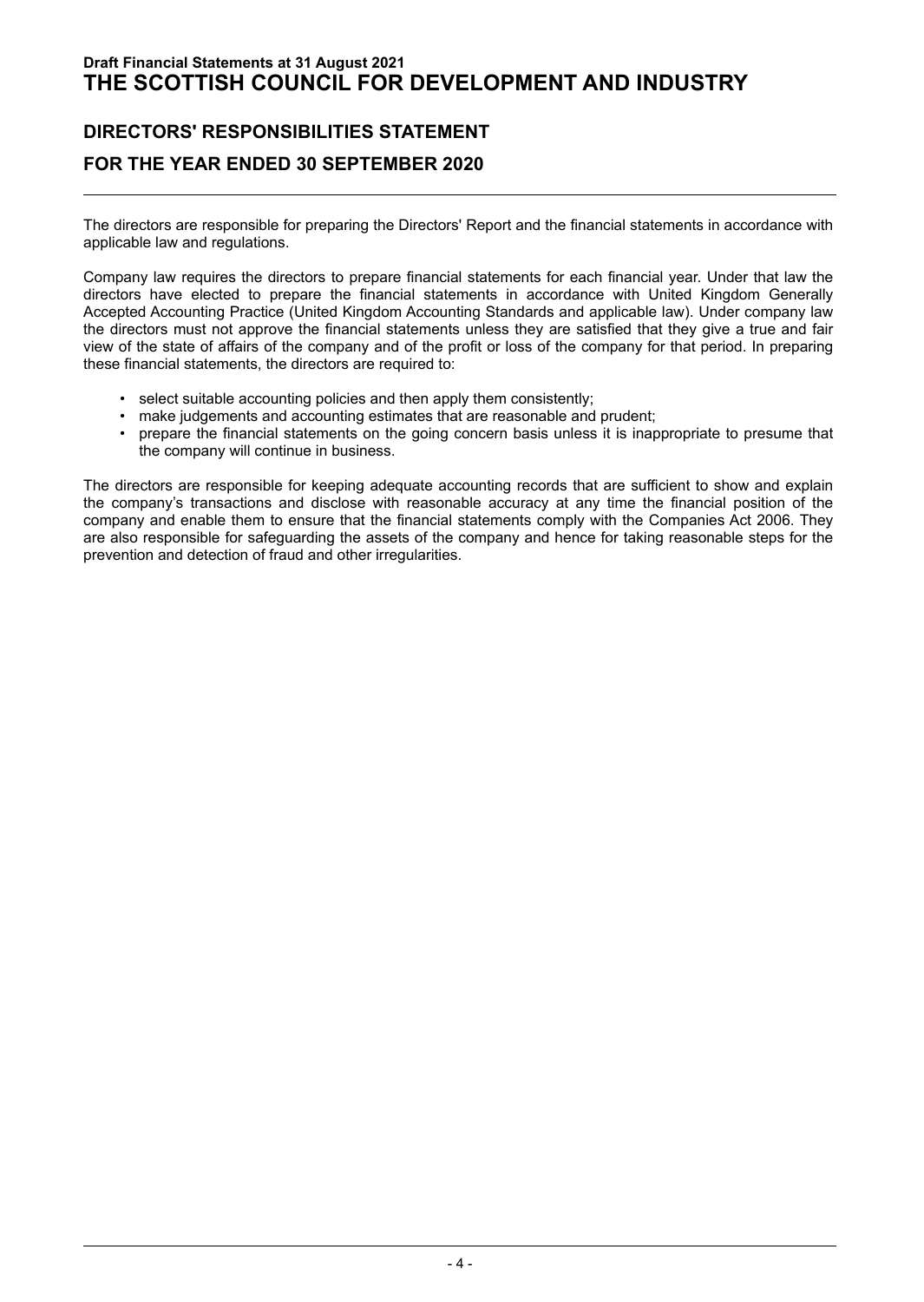## DIRECTORS' RESPONSIBILITIES STATEMENT

## FOR THE YEAR ENDED 30 SEPTEMBER 2020

The directors are responsible for preparing the Directors' Report and the financial statements in accordance with applicable law and regulations.

Company law requires the directors to prepare financial statements for each financial year. Under that law the directors have elected to prepare the financial statements in accordance with United Kingdom Generally Accepted Accounting Practice (United Kingdom Accounting Standards and applicable law). Under company law the directors must not approve the financial statements unless they are satisfied that they give a true and fair view of the state of affairs of the company and of the profit or loss of the company for that period. In preparing these financial statements, the directors are required to:

- select suitable accounting policies and then apply them consistently;
- make judgements and accounting estimates that are reasonable and prudent;
- prepare the financial statements on the going concern basis unless it is inappropriate to presume that the company will continue in business.

The directors are responsible for keeping adequate accounting records that are sufficient to show and explain the company's transactions and disclose with reasonable accuracy at any time the financial position of the company and enable them to ensure that the financial statements comply with the Companies Act 2006. They are also responsible for safeguarding the assets of the company and hence for taking reasonable steps for the prevention and detection of fraud and other irregularities.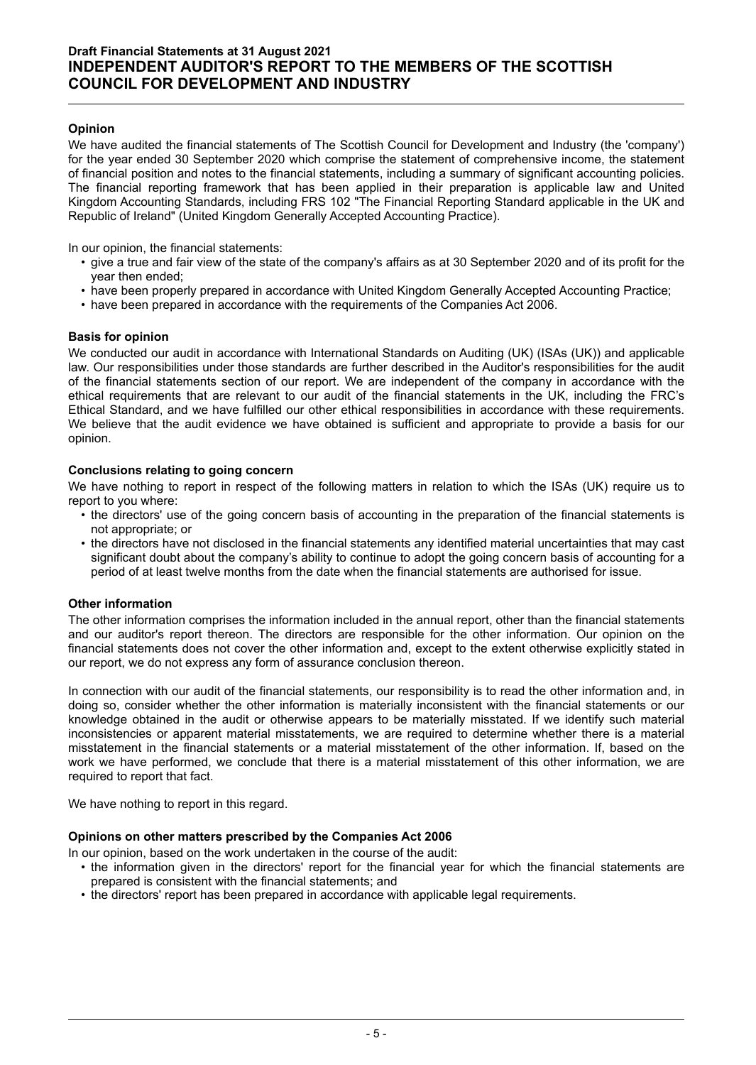**Draft Financial Statements at 31 August 2021**

# INDEPENDENT AUDITOR'S REPORT TO THE MEMBERS OF THE SCOTTISH COUNCIL FOR DEVELOPMENT AND INDUSTRY

## Opinion

We have audited the financial statements of The Scottish Council for Development and Industry (the 'company') for the year ended 30 September 2020 which comprise the statement of comprehensive income, the statement of financial position and notes to the financial statements, including a summary of significant accounting policies. The financial reporting framework that has been applied in their preparation is applicable law and United Kingdom Accounting Standards, including FRS 102 "The Financial Reporting Standard applicable in the UK and Republic of Ireland" (United Kingdom Generally Accepted Accounting Practice).

In our opinion, the financial statements:

- give a true and fair view of the state of the company's affairs as at 30 September 2020 and of its profit for the year then ended;
- have been properly prepared in accordance with United Kingdom Generally Accepted Accounting Practice;
- have been prepared in accordance with the requirements of the Companies Act 2006.

## Basis for opinion

We conducted our audit in accordance with International Standards on Auditing (UK) (ISAs (UK)) and applicable law. Our responsibilities under those standards are further described in the Auditor's responsibilities for the audit of the financial statements section of our report. We are independent of the company in accordance with the ethical requirements that are relevant to our audit of the financial statements in the UK, including the FRC's Ethical Standard, and we have fulfilled our other ethical responsibilities in accordance with these requirements. We believe that the audit evidence we have obtained is sufficient and appropriate to provide a basis for our opinion.

## Conclusions relating to going concern

We have nothing to report in respect of the following matters in relation to which the ISAs (UK) require us to report to you where:

- the directors' use of the going concern basis of accounting in the preparation of the financial statements is not appropriate; or
- the directors have not disclosed in the financial statements any identified material uncertainties that may cast significant doubt about the company's ability to continue to adopt the going concern basis of accounting for a period of at least twelve months from the date when the financial statements are authorised for issue.

## Other information

The other information comprises the information included in the annual report, other than the financial statements and our auditor's report thereon. The directors are responsible for the other information. Our opinion on the financial statements does not cover the other information and, except to the extent otherwise explicitly stated in our report, we do not express any form of assurance conclusion thereon.

In connection with our audit of the financial statements, our responsibility is to read the other information and, in doing so, consider whether the other information is materially inconsistent with the financial statements or our knowledge obtained in the audit or otherwise appears to be materially misstated. If we identify such material inconsistencies or apparent material misstatements, we are required to determine whether there is a material misstatement in the financial statements or a material misstatement of the other information. If, based on the work we have performed, we conclude that there is a material misstatement of this other information, we are required to report that fact.

We have nothing to report in this regard.

## Opinions on other matters prescribed by the Companies Act 2006

In our opinion, based on the work undertaken in the course of the audit:

- the information given in the directors' report for the financial year for which the financial statements are prepared is consistent with the financial statements; and
- the directors' report has been prepared in accordance with applicable legal requirements.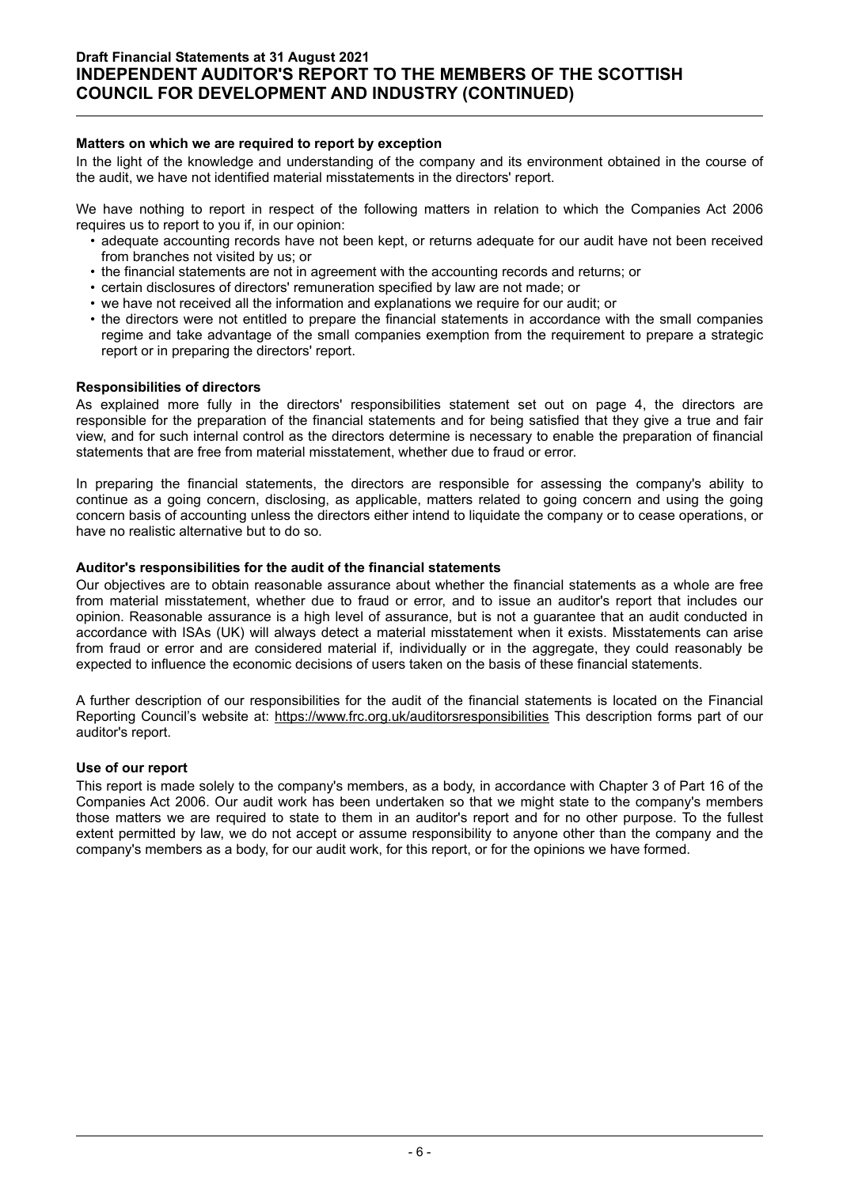## Matters on which we are required to report by exception

In the light of the knowledge and understanding of the company and its environment obtained in the course of the audit, we have not identified material misstatements in the directors' report.

We have nothing to report in respect of the following matters in relation to which the Companies Act 2006 requires us to report to you if, in our opinion:

- adequate accounting records have not been kept, or returns adequate for our audit have not been received from branches not visited by us; or
- the financial statements are not in agreement with the accounting records and returns; or
- certain disclosures of directors' remuneration specified by law are not made; or
- we have not received all the information and explanations we require for our audit; or
- the directors were not entitled to prepare the financial statements in accordance with the small companies regime and take advantage of the small companies exemption from the requirement to prepare a strategic report or in preparing the directors' report.

## Responsibilities of directors

As explained more fully in the directors' responsibilities statement set out on page 4, the directors are responsible for the preparation of the financial statements and for being satisfied that they give a true and fair view, and for such internal control as the directors determine is necessary to enable the preparation of financial statements that are free from material misstatement, whether due to fraud or error.

In preparing the financial statements, the directors are responsible for assessing the company's ability to continue as a going concern, disclosing, as applicable, matters related to going concern and using the going concern basis of accounting unless the directors either intend to liquidate the company or to cease operations, or have no realistic alternative but to do so.

## Auditor's responsibilities for the audit of the financial statements

Our objectives are to obtain reasonable assurance about whether the financial statements as a whole are free from material misstatement, whether due to fraud or error, and to issue an auditor's report that includes our opinion. Reasonable assurance is a high level of assurance, but is not a guarantee that an audit conducted in accordance with ISAs (UK) will always detect a material misstatement when it exists. Misstatements can arise from fraud or error and are considered material if, individually or in the aggregate, they could reasonably be expected to influence the economic decisions of users taken on the basis of these financial statements.

A further description of our responsibilities for the audit of the financial statements is located on the Financial Reporting Council's website at: https://www.frc.org.uk/auditorsresponsibilities This description forms part of our auditor's report.

## Use of our report

This report is made solely to the company's members, as a body, in accordance with Chapter 3 of Part 16 of the Companies Act 2006. Our audit work has been undertaken so that we might state to the company's members those matters we are required to state to them in an auditor's report and for no other purpose. To the fullest extent permitted by law, we do not accept or assume responsibility to anyone other than the company and the company's members as a body, for our audit work, for this report, or for the opinions we have formed.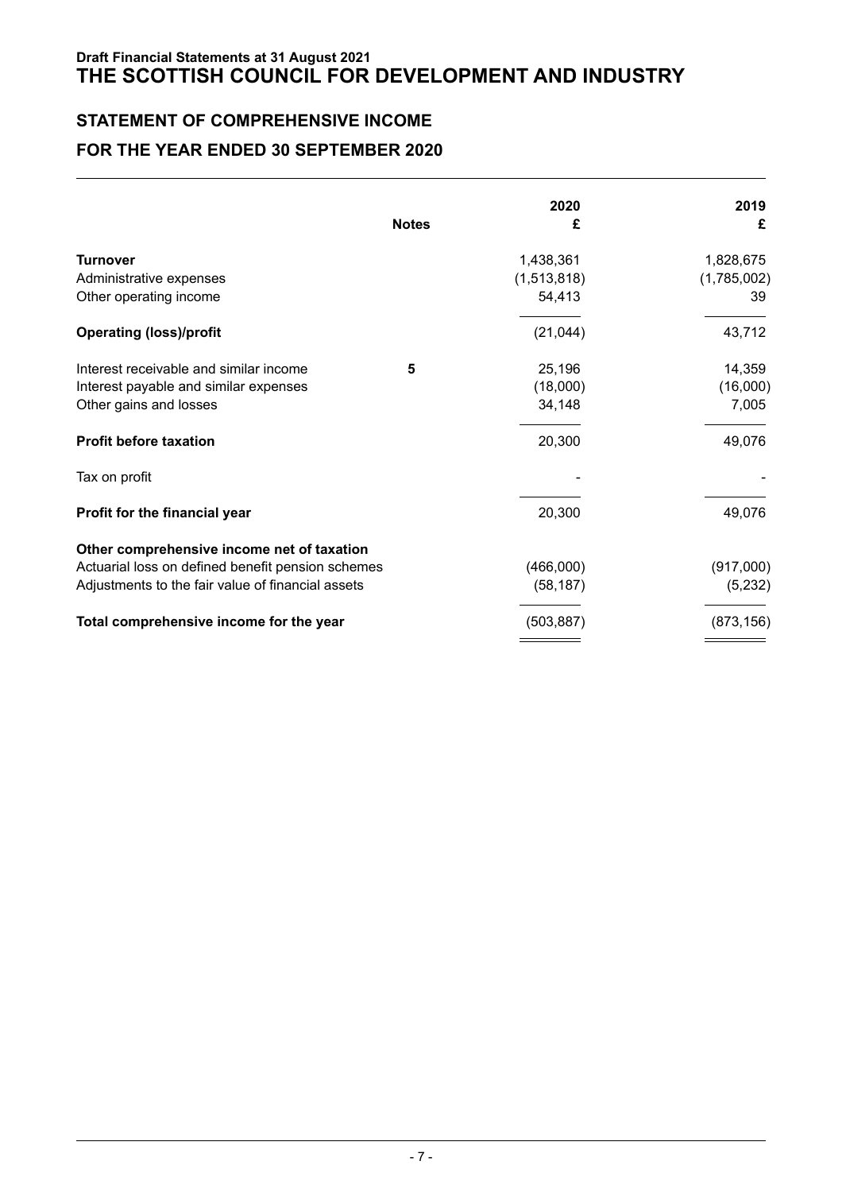**Draft Financial Statements at 31 August 2021**

# THE SCOTTISH COUNCIL FOR DEVELOPMENT AND INDUSTRY

## STATEMENT OF COMPREHENSIVE INCOME

## FOR THE YEAR ENDED 30 SEPTEMBER 2020

| | Notes | 2020<br>£ | 2019<br>£ |
|---|---|---|---|
| **Turnover** | | 1,438,361 | 1,828,675 |
| Administrative expenses | | (1,513,818) | (1,785,002) |
| Other operating income | | 54,413 | 39 |
| **Operating (loss)/profit** | | (21,044) | 43,712 |
| Interest receivable and similar income | 5 | 25,196 | 14,359 |
| Interest payable and similar expenses | | (18,000) | (16,000) |
| Other gains and losses | | 34,148 | 7,005 |
| **Profit before taxation** | | 20,300 | 49,076 |
| Tax on profit | | - | - |
| **Profit for the financial year** | | 20,300 | 49,076 |
| **Other comprehensive income net of taxation** | | | |
| Actuarial loss on defined benefit pension schemes | | (466,000) | (917,000) |
| Adjustments to the fair value of financial assets | | (58,187) | (5,232) |
| **Total comprehensive income for the year** | | (503,887) | (873,156) |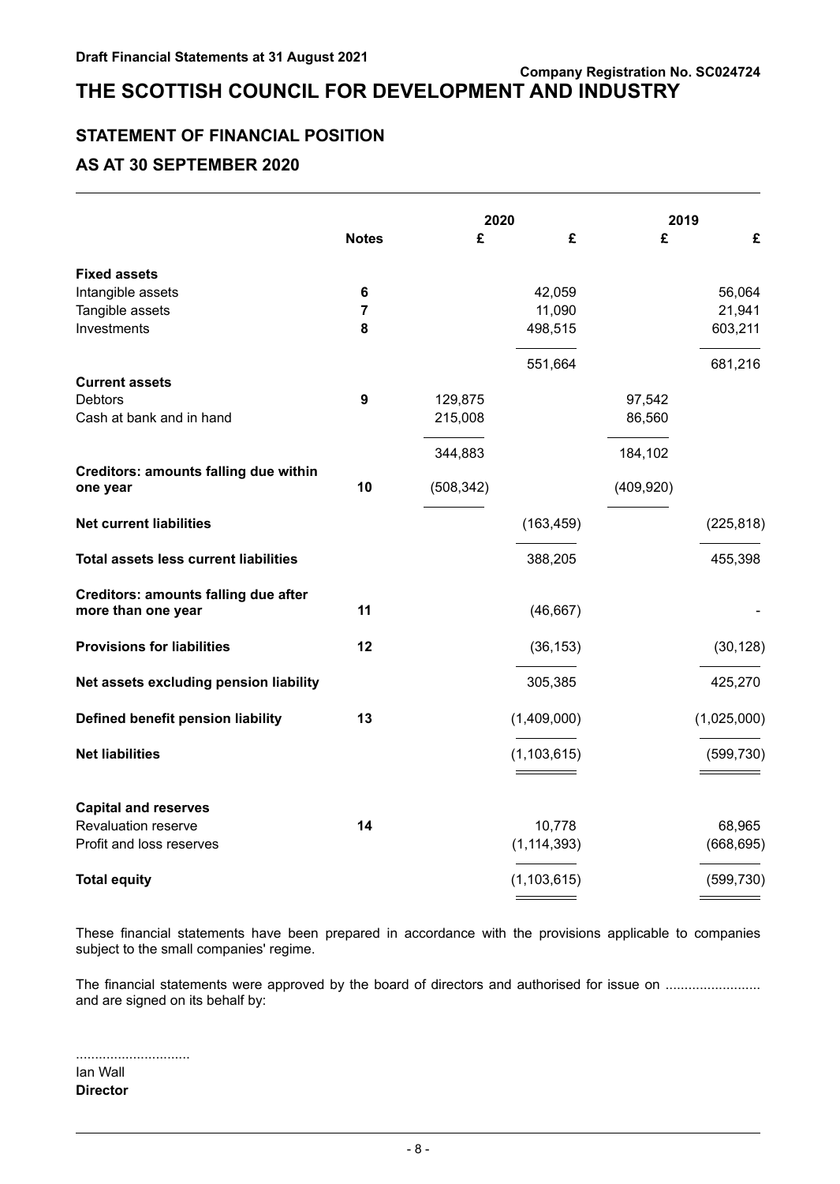Draft Financial Statements at 31 August 2021

Company Registration No. SC024724

# THE SCOTTISH COUNCIL FOR DEVELOPMENT AND INDUSTRY

## STATEMENT OF FINANCIAL POSITION

## AS AT 30 SEPTEMBER 2020

| | Notes | 2020 £ | 2020 £ | 2019 £ | 2019 £ |
|---|---|---|---|---|---|
| **Fixed assets** | | | | | |
| Intangible assets | 6 | | 42,059 | | 56,064 |
| Tangible assets | 7 | | 11,090 | | 21,941 |
| Investments | 8 | | 498,515 | | 603,211 |
| | | | 551,664 | | 681,216 |
| **Current assets** | | | | | |
| Debtors | 9 | 129,875 | | 97,542 | |
| Cash at bank and in hand | | 215,008 | | 86,560 | |
| | | 344,883 | | 184,102 | |
| **Creditors: amounts falling due within one year** | 10 | (508,342) | | (409,920) | |
| **Net current liabilities** | | | (163,459) | | (225,818) |
| **Total assets less current liabilities** | | | 388,205 | | 455,398 |
| **Creditors: amounts falling due after more than one year** | 11 | | (46,667) | | - |
| **Provisions for liabilities** | 12 | | (36,153) | | (30,128) |
| **Net assets excluding pension liability** | | | 305,385 | | 425,270 |
| **Defined benefit pension liability** | 13 | | (1,409,000) | | (1,025,000) |
| **Net liabilities** | | | (1,103,615) | | (599,730) |
| **Capital and reserves** | | | | | |
| Revaluation reserve | 14 | | 10,778 | | 68,965 |
| Profit and loss reserves | | | (1,114,393) | | (668,695) |
| **Total equity** | | | (1,103,615) | | (599,730) |

These financial statements have been prepared in accordance with the provisions applicable to companies subject to the small companies' regime.

The financial statements were approved by the board of directors and authorised for issue on ......................... and are signed on its behalf by:

.............................

Ian Wall

**Director**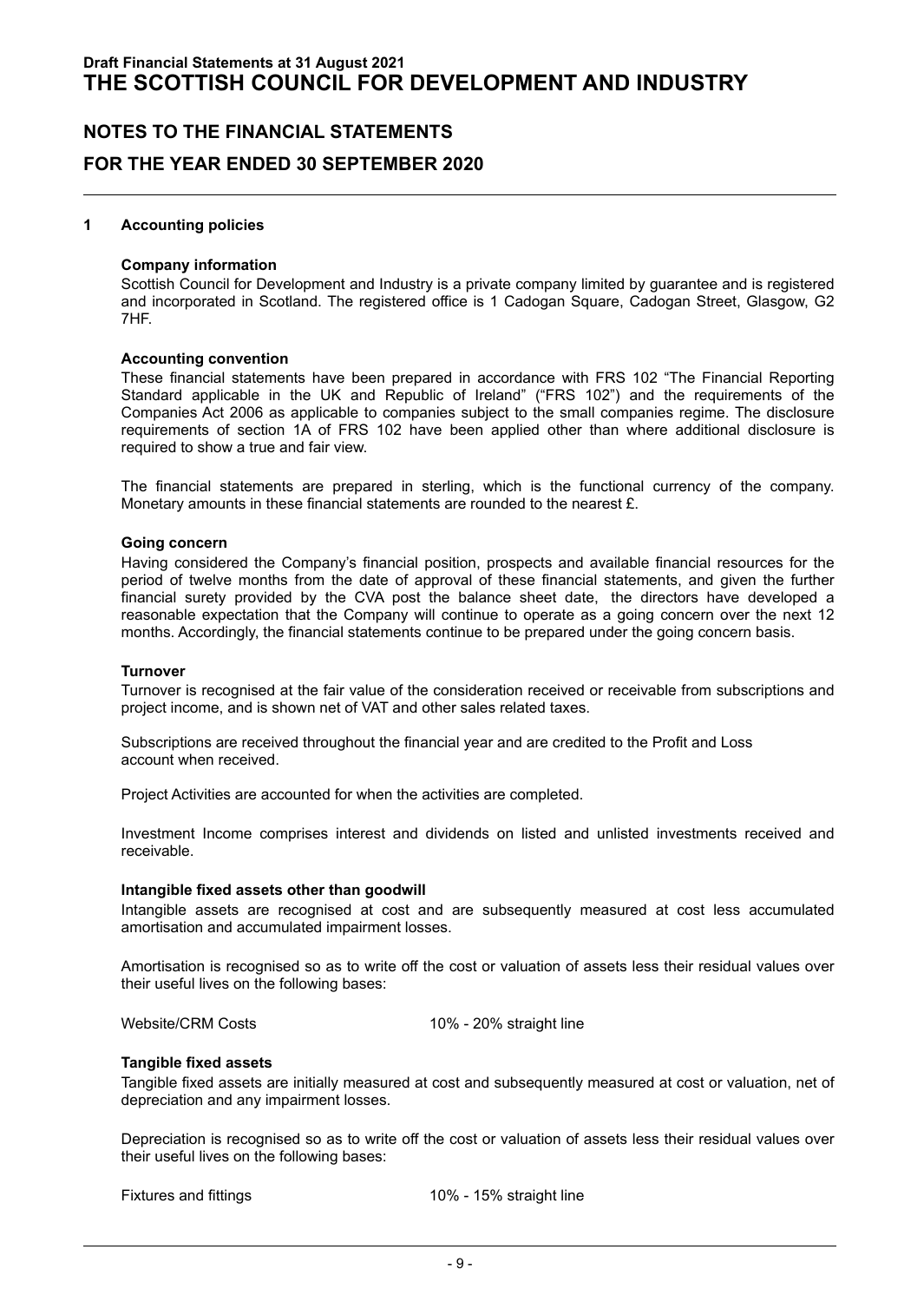## NOTES TO THE FINANCIAL STATEMENTS

## FOR THE YEAR ENDED 30 SEPTEMBER 2020

### 1 Accounting policies

**Company information**

Scottish Council for Development and Industry is a private company limited by guarantee and is registered and incorporated in Scotland. The registered office is 1 Cadogan Square, Cadogan Street, Glasgow, G2 7HF.

**Accounting convention**

These financial statements have been prepared in accordance with FRS 102 "The Financial Reporting Standard applicable in the UK and Republic of Ireland" ("FRS 102") and the requirements of the Companies Act 2006 as applicable to companies subject to the small companies regime. The disclosure requirements of section 1A of FRS 102 have been applied other than where additional disclosure is required to show a true and fair view.

The financial statements are prepared in sterling, which is the functional currency of the company. Monetary amounts in these financial statements are rounded to the nearest £.

**Going concern**

Having considered the Company's financial position, prospects and available financial resources for the period of twelve months from the date of approval of these financial statements, and given the further financial surety provided by the CVA post the balance sheet date, the directors have developed a reasonable expectation that the Company will continue to operate as a going concern over the next 12 months. Accordingly, the financial statements continue to be prepared under the going concern basis.

**Turnover**

Turnover is recognised at the fair value of the consideration received or receivable from subscriptions and project income, and is shown net of VAT and other sales related taxes.

Subscriptions are received throughout the financial year and are credited to the Profit and Loss account when received.

Project Activities are accounted for when the activities are completed.

Investment Income comprises interest and dividends on listed and unlisted investments received and receivable.

**Intangible fixed assets other than goodwill**

Intangible assets are recognised at cost and are subsequently measured at cost less accumulated amortisation and accumulated impairment losses.

Amortisation is recognised so as to write off the cost or valuation of assets less their residual values over their useful lives on the following bases:

| | |
|---|---|
| Website/CRM Costs | 10% - 20% straight line |

**Tangible fixed assets**

Tangible fixed assets are initially measured at cost and subsequently measured at cost or valuation, net of depreciation and any impairment losses.

Depreciation is recognised so as to write off the cost or valuation of assets less their residual values over their useful lives on the following bases:

| | |
|---|---|
| Fixtures and fittings | 10% - 15% straight line |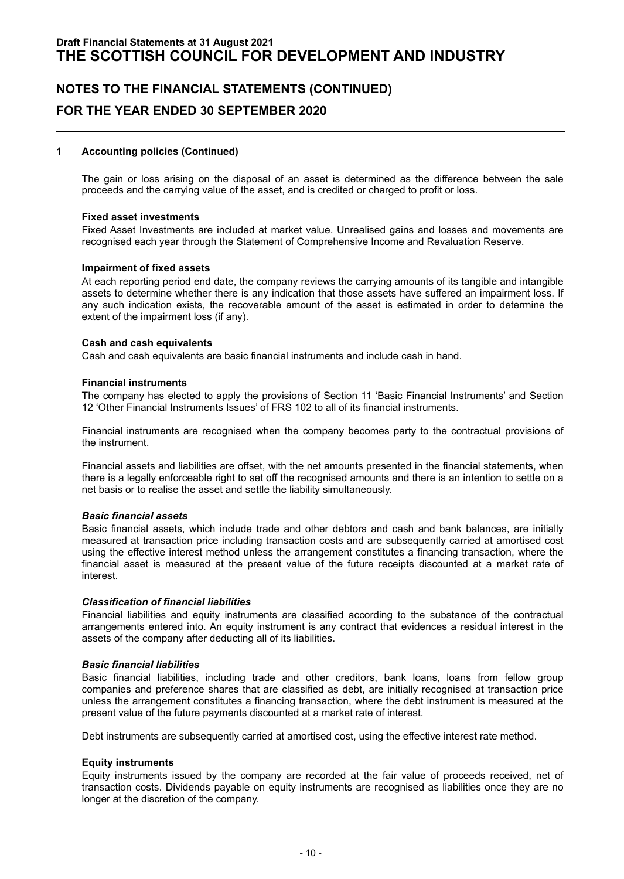## 1 Accounting policies (Continued)

The gain or loss arising on the disposal of an asset is determined as the difference between the sale proceeds and the carrying value of the asset, and is credited or charged to profit or loss.

**Fixed asset investments**

Fixed Asset Investments are included at market value. Unrealised gains and losses and movements are recognised each year through the Statement of Comprehensive Income and Revaluation Reserve.

**Impairment of fixed assets**

At each reporting period end date, the company reviews the carrying amounts of its tangible and intangible assets to determine whether there is any indication that those assets have suffered an impairment loss. If any such indication exists, the recoverable amount of the asset is estimated in order to determine the extent of the impairment loss (if any).

**Cash and cash equivalents**

Cash and cash equivalents are basic financial instruments and include cash in hand.

**Financial instruments**

The company has elected to apply the provisions of Section 11 'Basic Financial Instruments' and Section 12 'Other Financial Instruments Issues' of FRS 102 to all of its financial instruments.

Financial instruments are recognised when the company becomes party to the contractual provisions of the instrument.

Financial assets and liabilities are offset, with the net amounts presented in the financial statements, when there is a legally enforceable right to set off the recognised amounts and there is an intention to settle on a net basis or to realise the asset and settle the liability simultaneously.

***Basic financial assets***

Basic financial assets, which include trade and other debtors and cash and bank balances, are initially measured at transaction price including transaction costs and are subsequently carried at amortised cost using the effective interest method unless the arrangement constitutes a financing transaction, where the financial asset is measured at the present value of the future receipts discounted at a market rate of interest.

***Classification of financial liabilities***

Financial liabilities and equity instruments are classified according to the substance of the contractual arrangements entered into. An equity instrument is any contract that evidences a residual interest in the assets of the company after deducting all of its liabilities.

***Basic financial liabilities***

Basic financial liabilities, including trade and other creditors, bank loans, loans from fellow group companies and preference shares that are classified as debt, are initially recognised at transaction price unless the arrangement constitutes a financing transaction, where the debt instrument is measured at the present value of the future payments discounted at a market rate of interest.

Debt instruments are subsequently carried at amortised cost, using the effective interest rate method.

**Equity instruments**

Equity instruments issued by the company are recorded at the fair value of proceeds received, net of transaction costs. Dividends payable on equity instruments are recognised as liabilities once they are no longer at the discretion of the company.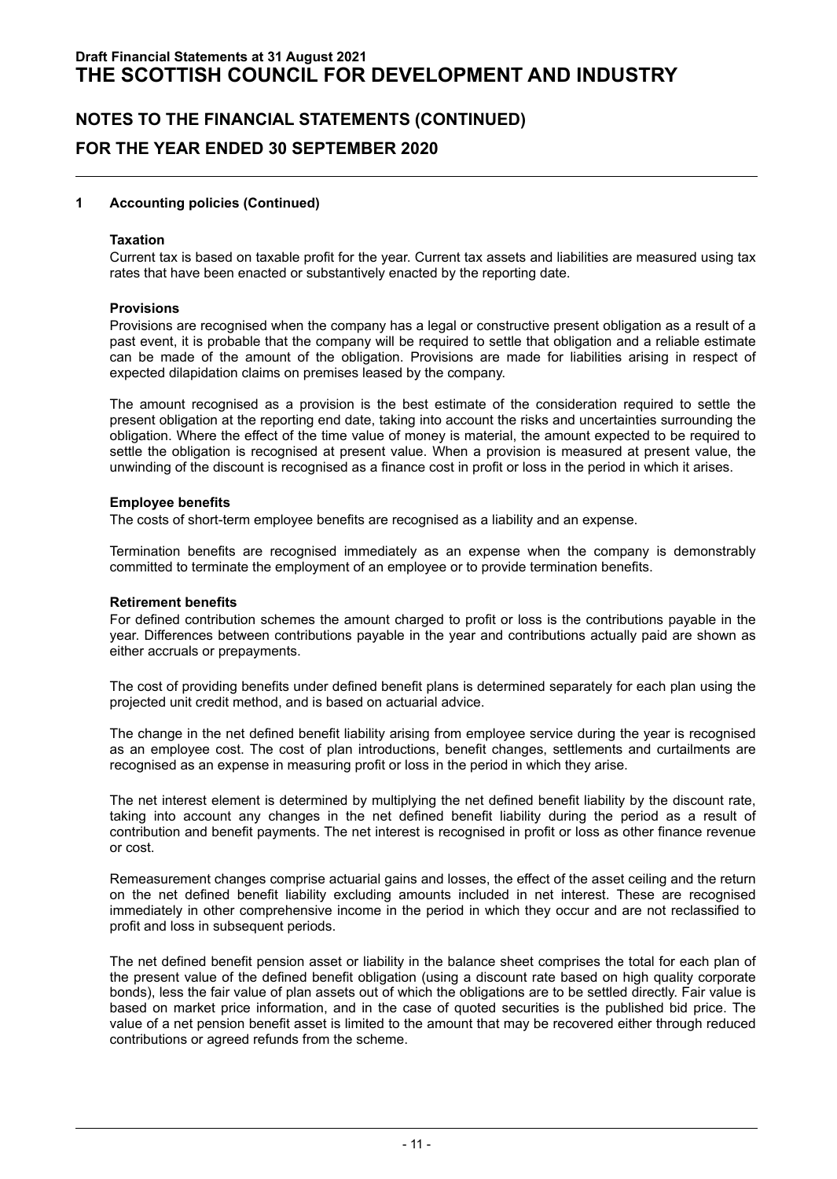## 1 Accounting policies (Continued)

### Taxation

Current tax is based on taxable profit for the year. Current tax assets and liabilities are measured using tax rates that have been enacted or substantively enacted by the reporting date.

### Provisions

Provisions are recognised when the company has a legal or constructive present obligation as a result of a past event, it is probable that the company will be required to settle that obligation and a reliable estimate can be made of the amount of the obligation. Provisions are made for liabilities arising in respect of expected dilapidation claims on premises leased by the company.

The amount recognised as a provision is the best estimate of the consideration required to settle the present obligation at the reporting end date, taking into account the risks and uncertainties surrounding the obligation. Where the effect of the time value of money is material, the amount expected to be required to settle the obligation is recognised at present value. When a provision is measured at present value, the unwinding of the discount is recognised as a finance cost in profit or loss in the period in which it arises.

### Employee benefits

The costs of short-term employee benefits are recognised as a liability and an expense.

Termination benefits are recognised immediately as an expense when the company is demonstrably committed to terminate the employment of an employee or to provide termination benefits.

### Retirement benefits

For defined contribution schemes the amount charged to profit or loss is the contributions payable in the year. Differences between contributions payable in the year and contributions actually paid are shown as either accruals or prepayments.

The cost of providing benefits under defined benefit plans is determined separately for each plan using the projected unit credit method, and is based on actuarial advice.

The change in the net defined benefit liability arising from employee service during the year is recognised as an employee cost. The cost of plan introductions, benefit changes, settlements and curtailments are recognised as an expense in measuring profit or loss in the period in which they arise.

The net interest element is determined by multiplying the net defined benefit liability by the discount rate, taking into account any changes in the net defined benefit liability during the period as a result of contribution and benefit payments. The net interest is recognised in profit or loss as other finance revenue or cost.

Remeasurement changes comprise actuarial gains and losses, the effect of the asset ceiling and the return on the net defined benefit liability excluding amounts included in net interest. These are recognised immediately in other comprehensive income in the period in which they occur and are not reclassified to profit and loss in subsequent periods.

The net defined benefit pension asset or liability in the balance sheet comprises the total for each plan of the present value of the defined benefit obligation (using a discount rate based on high quality corporate bonds), less the fair value of plan assets out of which the obligations are to be settled directly. Fair value is based on market price information, and in the case of quoted securities is the published bid price. The value of a net pension benefit asset is limited to the amount that may be recovered either through reduced contributions or agreed refunds from the scheme.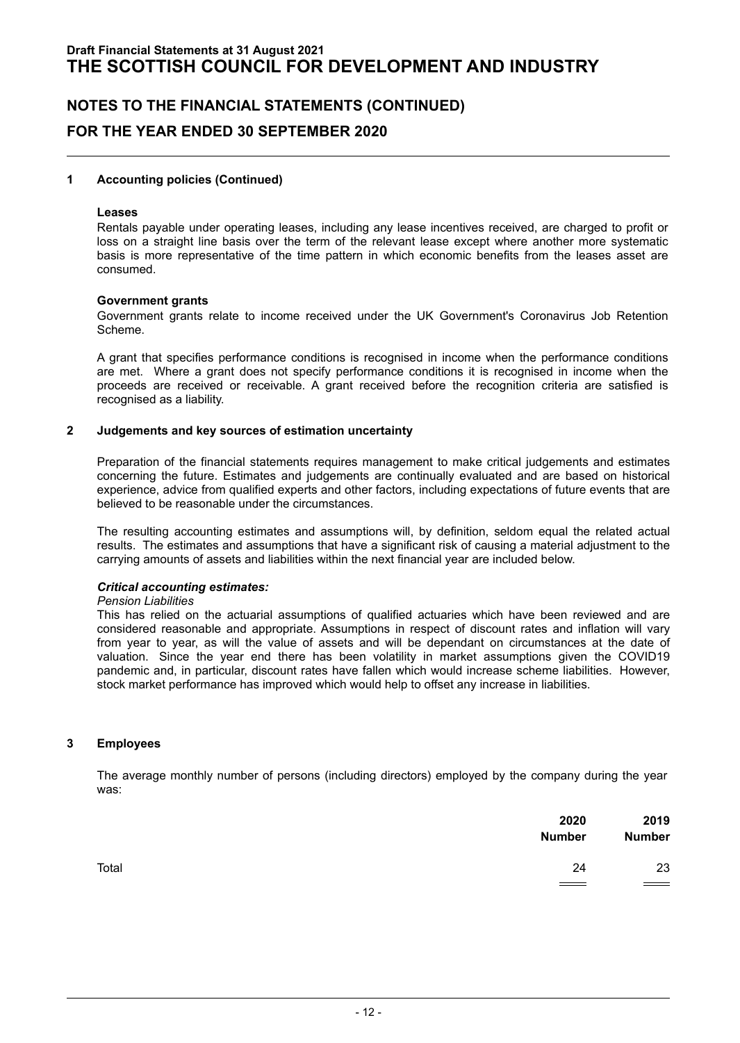## NOTES TO THE FINANCIAL STATEMENTS (CONTINUED)

## FOR THE YEAR ENDED 30 SEPTEMBER 2020

### 1 Accounting policies (Continued)

**Leases**

Rentals payable under operating leases, including any lease incentives received, are charged to profit or loss on a straight line basis over the term of the relevant lease except where another more systematic basis is more representative of the time pattern in which economic benefits from the leases asset are consumed.

**Government grants**

Government grants relate to income received under the UK Government's Coronavirus Job Retention Scheme.

A grant that specifies performance conditions is recognised in income when the performance conditions are met. Where a grant does not specify performance conditions it is recognised in income when the proceeds are received or receivable. A grant received before the recognition criteria are satisfied is recognised as a liability.

### 2 Judgements and key sources of estimation uncertainty

Preparation of the financial statements requires management to make critical judgements and estimates concerning the future. Estimates and judgements are continually evaluated and are based on historical experience, advice from qualified experts and other factors, including expectations of future events that are believed to be reasonable under the circumstances.

The resulting accounting estimates and assumptions will, by definition, seldom equal the related actual results. The estimates and assumptions that have a significant risk of causing a material adjustment to the carrying amounts of assets and liabilities within the next financial year are included below.

***Critical accounting estimates:***

*Pension Liabilities*

This has relied on the actuarial assumptions of qualified actuaries which have been reviewed and are considered reasonable and appropriate. Assumptions in respect of discount rates and inflation will vary from year to year, as will the value of assets and will be dependant on circumstances at the date of valuation. Since the year end there has been volatility in market assumptions given the COVID19 pandemic and, in particular, discount rates have fallen which would increase scheme liabilities. However, stock market performance has improved which would help to offset any increase in liabilities.

### 3 Employees

The average monthly number of persons (including directors) employed by the company during the year was:

| | 2020 Number | 2019 Number |
|---|---|---|
| Total | 24 | 23 |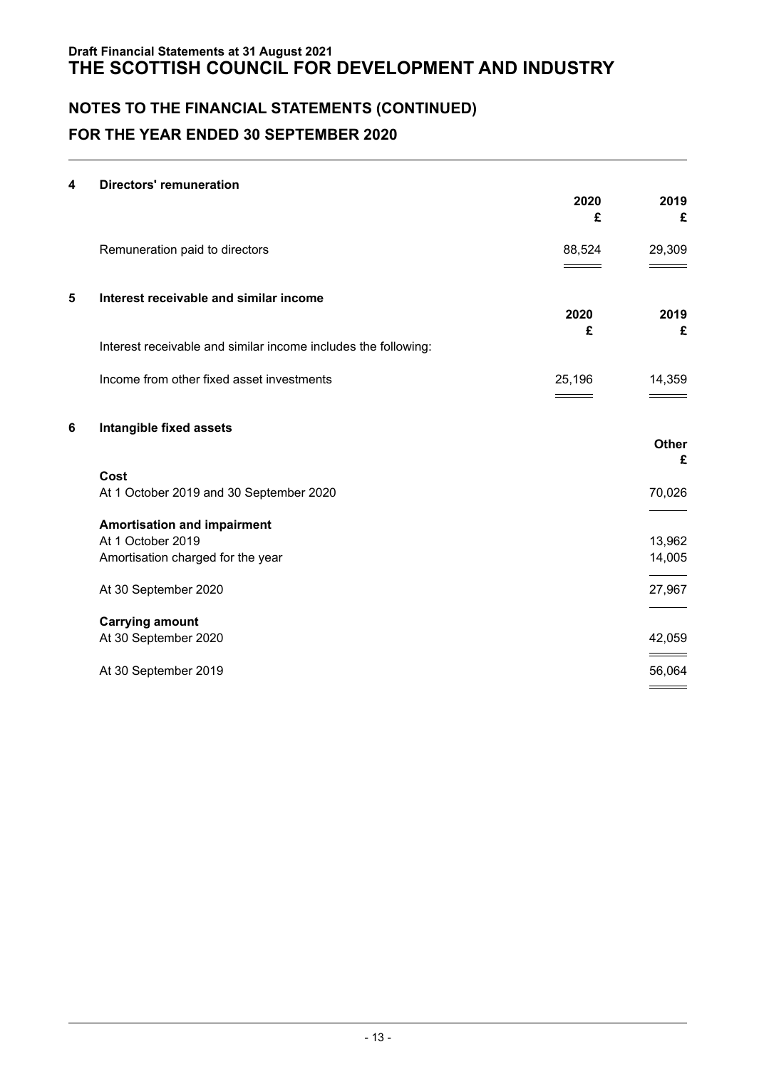# Draft Financial Statements at 31 August 2021
# THE SCOTTISH COUNCIL FOR DEVELOPMENT AND INDUSTRY

## NOTES TO THE FINANCIAL STATEMENTS (CONTINUED)

## FOR THE YEAR ENDED 30 SEPTEMBER 2020

### 4 Directors' remuneration

| | 2020 £ | 2019 £ |
|---|---|---|
| Remuneration paid to directors | 88,524 | 29,309 |

### 5 Interest receivable and similar income

| | 2020 £ | 2019 £ |
|---|---|---|
| Interest receivable and similar income includes the following: | | |
| Income from other fixed asset investments | 25,196 | 14,359 |

### 6 Intangible fixed assets

| | Other £ |
|---|---|
| **Cost** | |
| At 1 October 2019 and 30 September 2020 | 70,026 |
| **Amortisation and impairment** | |
| At 1 October 2019 | 13,962 |
| Amortisation charged for the year | 14,005 |
| At 30 September 2020 | 27,967 |
| **Carrying amount** | |
| At 30 September 2020 | 42,059 |
| At 30 September 2019 | 56,064 |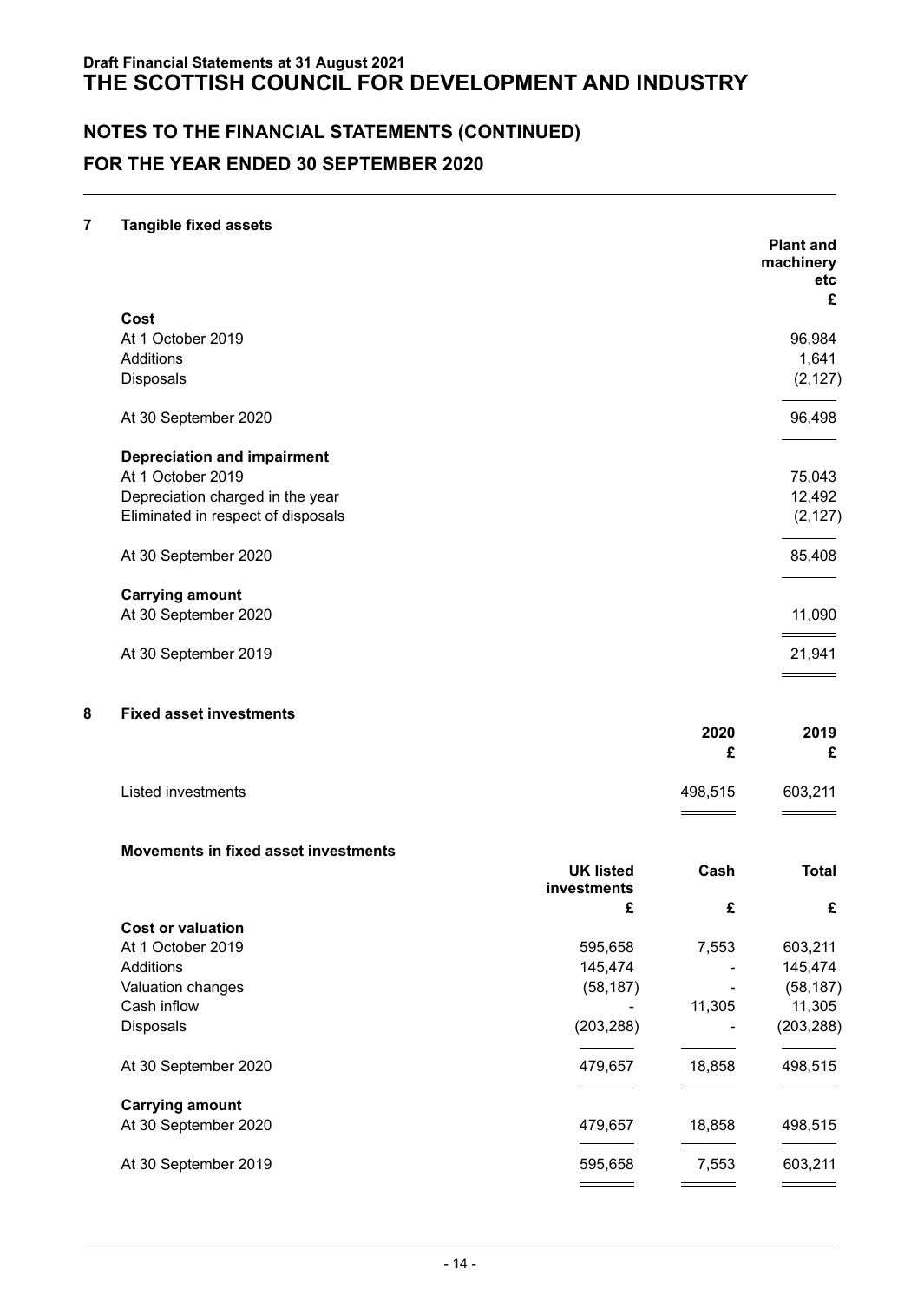**Draft Financial Statements at 31 August 2021**
# THE SCOTTISH COUNCIL FOR DEVELOPMENT AND INDUSTRY

## NOTES TO THE FINANCIAL STATEMENTS (CONTINUED)
## FOR THE YEAR ENDED 30 SEPTEMBER 2020

### 7 Tangible fixed assets

| | Plant and machinery etc |
|---|---|
| | £ |
| **Cost** | |
| At 1 October 2019 | 96,984 |
| Additions | 1,641 |
| Disposals | (2,127) |
| At 30 September 2020 | 96,498 |
| **Depreciation and impairment** | |
| At 1 October 2019 | 75,043 |
| Depreciation charged in the year | 12,492 |
| Eliminated in respect of disposals | (2,127) |
| At 30 September 2020 | 85,408 |
| **Carrying amount** | |
| At 30 September 2020 | 11,090 |
| At 30 September 2019 | 21,941 |

### 8 Fixed asset investments

| | 2020 | 2019 |
|---|---|---|
| | £ | £ |
| Listed investments | 498,515 | 603,211 |

**Movements in fixed asset investments**

| | UK listed investments | Cash | Total |
|---|---|---|---|
| | £ | £ | £ |
| **Cost or valuation** | | | |
| At 1 October 2019 | 595,658 | 7,553 | 603,211 |
| Additions | 145,474 | - | 145,474 |
| Valuation changes | (58,187) | - | (58,187) |
| Cash inflow | - | 11,305 | 11,305 |
| Disposals | (203,288) | - | (203,288) |
| At 30 September 2020 | 479,657 | 18,858 | 498,515 |
| **Carrying amount** | | | |
| At 30 September 2020 | 479,657 | 18,858 | 498,515 |
| At 30 September 2019 | 595,658 | 7,553 | 603,211 |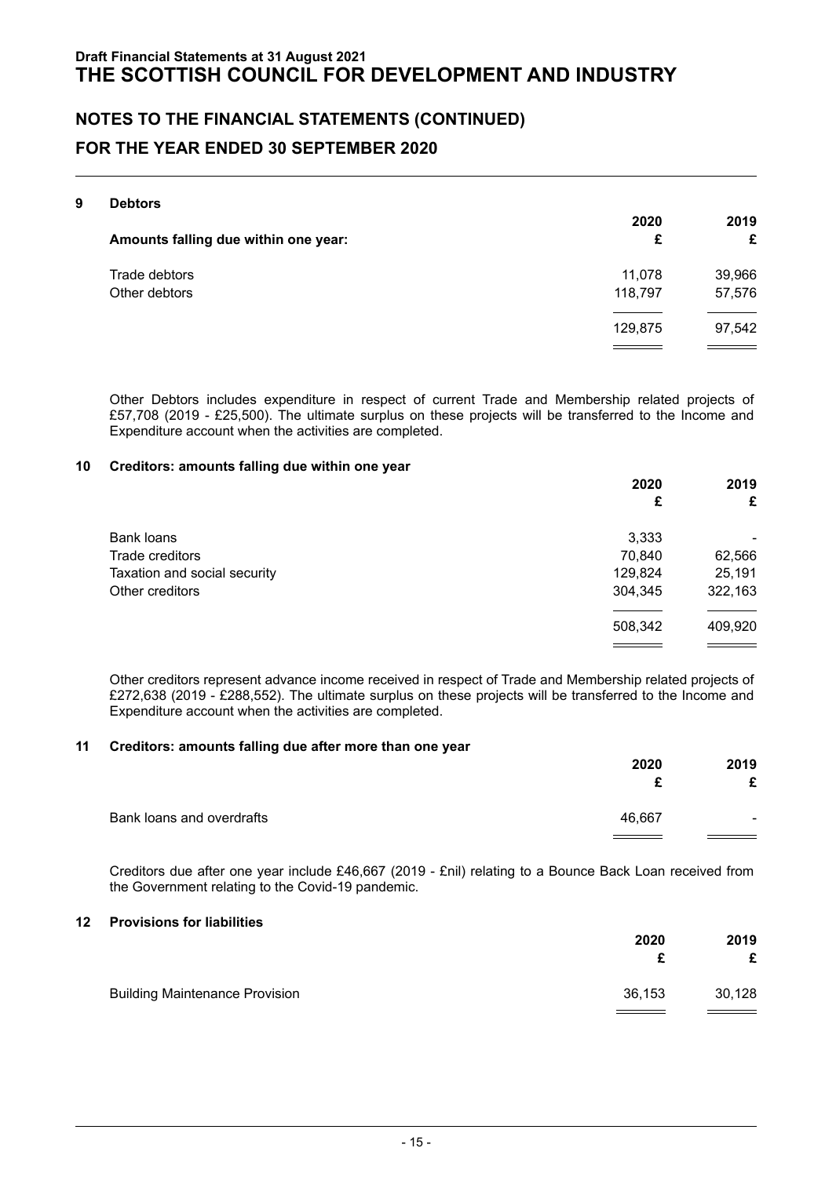Draft Financial Statements at 31 August 2021

# THE SCOTTISH COUNCIL FOR DEVELOPMENT AND INDUSTRY

## NOTES TO THE FINANCIAL STATEMENTS (CONTINUED)

## FOR THE YEAR ENDED 30 SEPTEMBER 2020

### 9 Debtors

| Amounts falling due within one year: | 2020 £ | 2019 £ |
|---|---|---|
| Trade debtors | 11,078 | 39,966 |
| Other debtors | 118,797 | 57,576 |
| | 129,875 | 97,542 |

Other Debtors includes expenditure in respect of current Trade and Membership related projects of £57,708 (2019 - £25,500). The ultimate surplus on these projects will be transferred to the Income and Expenditure account when the activities are completed.

### 10 Creditors: amounts falling due within one year

| | 2020 £ | 2019 £ |
|---|---|---|
| Bank loans | 3,333 | - |
| Trade creditors | 70,840 | 62,566 |
| Taxation and social security | 129,824 | 25,191 |
| Other creditors | 304,345 | 322,163 |
| | 508,342 | 409,920 |

Other creditors represent advance income received in respect of Trade and Membership related projects of £272,638 (2019 - £288,552). The ultimate surplus on these projects will be transferred to the Income and Expenditure account when the activities are completed.

### 11 Creditors: amounts falling due after more than one year

| | 2020 £ | 2019 £ |
|---|---|---|
| Bank loans and overdrafts | 46,667 | - |

Creditors due after one year include £46,667 (2019 - £nil) relating to a Bounce Back Loan received from the Government relating to the Covid-19 pandemic.

### 12 Provisions for liabilities

| | 2020 £ | 2019 £ |
|---|---|---|
| Building Maintenance Provision | 36,153 | 30,128 |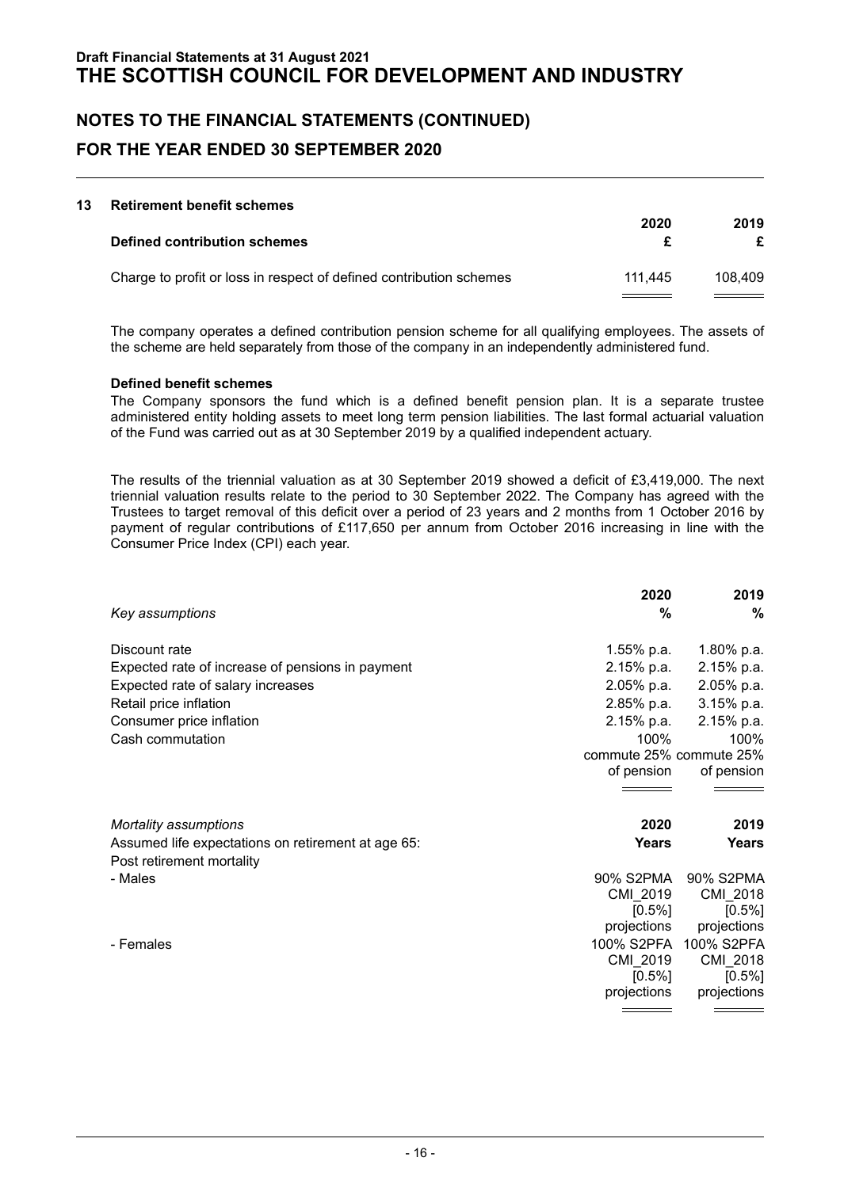## NOTES TO THE FINANCIAL STATEMENTS (CONTINUED)

## FOR THE YEAR ENDED 30 SEPTEMBER 2020

### 13 Retirement benefit schemes

| Defined contribution schemes | 2020 £ | 2019 £ |
|---|---|---|
| Charge to profit or loss in respect of defined contribution schemes | 111,445 | 108,409 |

The company operates a defined contribution pension scheme for all qualifying employees. The assets of the scheme are held separately from those of the company in an independently administered fund.

**Defined benefit schemes**

The Company sponsors the fund which is a defined benefit pension plan. It is a separate trustee administered entity holding assets to meet long term pension liabilities. The last formal actuarial valuation of the Fund was carried out as at 30 September 2019 by a qualified independent actuary.

The results of the triennial valuation as at 30 September 2019 showed a deficit of £3,419,000. The next triennial valuation results relate to the period to 30 September 2022. The Company has agreed with the Trustees to target removal of this deficit over a period of 23 years and 2 months from 1 October 2016 by payment of regular contributions of £117,650 per annum from October 2016 increasing in line with the Consumer Price Index (CPI) each year.

| *Key assumptions* | 2020 % | 2019 % |
|---|---|---|
| Discount rate | 1.55% p.a. | 1.80% p.a. |
| Expected rate of increase of pensions in payment | 2.15% p.a. | 2.15% p.a. |
| Expected rate of salary increases | 2.05% p.a. | 2.05% p.a. |
| Retail price inflation | 2.85% p.a. | 3.15% p.a. |
| Consumer price inflation | 2.15% p.a. | 2.15% p.a. |
| Cash commutation | 100% commute 25% of pension | 100% commute 25% of pension |

| *Mortality assumptions* | 2020 | 2019 |
|---|---|---|
| Assumed life expectations on retirement at age 65: | **Years** | **Years** |
| Post retirement mortality | | |
| - Males | 90% S2PMA CMI_2019 [0.5%] projections | 90% S2PMA CMI_2018 [0.5%] projections |
| - Females | 100% S2PFA CMI_2019 [0.5%] projections | 100% S2PFA CMI_2018 [0.5%] projections |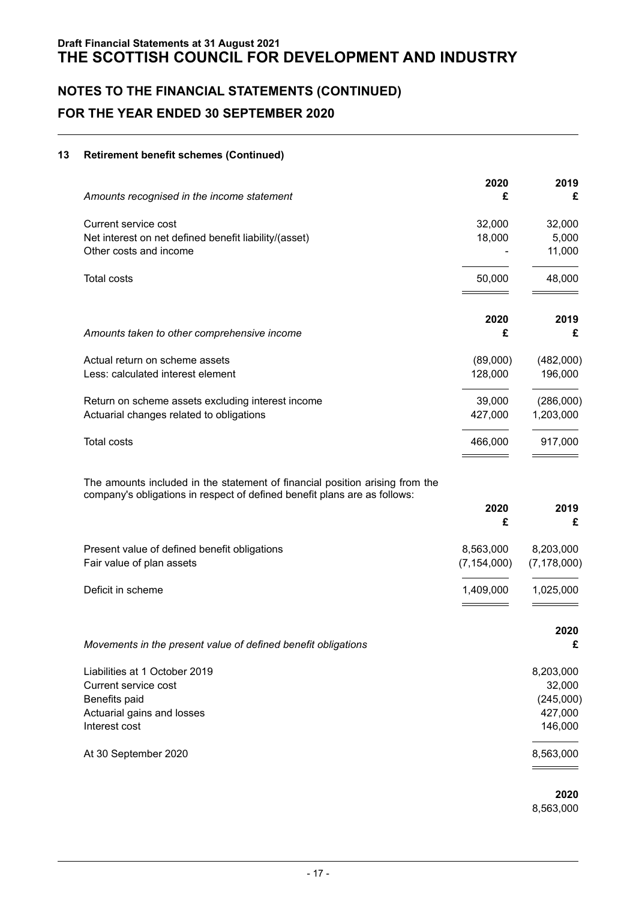**Draft Financial Statements at 31 August 2021**

# THE SCOTTISH COUNCIL FOR DEVELOPMENT AND INDUSTRY

## NOTES TO THE FINANCIAL STATEMENTS (CONTINUED)

## FOR THE YEAR ENDED 30 SEPTEMBER 2020

### 13 Retirement benefit schemes (Continued)

| *Amounts recognised in the income statement* | 2020<br>£ | 2019<br>£ |
|---|---|---|
| Current service cost | 32,000 | 32,000 |
| Net interest on net defined benefit liability/(asset) | 18,000 | 5,000 |
| Other costs and income | - | 11,000 |
| Total costs | 50,000 | 48,000 |

| *Amounts taken to other comprehensive income* | 2020<br>£ | 2019<br>£ |
|---|---|---|
| Actual return on scheme assets | (89,000) | (482,000) |
| Less: calculated interest element | 128,000 | 196,000 |
| Return on scheme assets excluding interest income | 39,000 | (286,000) |
| Actuarial changes related to obligations | 427,000 | 1,203,000 |
| Total costs | 466,000 | 917,000 |

The amounts included in the statement of financial position arising from the company's obligations in respect of defined benefit plans are as follows:

| | 2020<br>£ | 2019<br>£ |
|---|---|---|
| Present value of defined benefit obligations | 8,563,000 | 8,203,000 |
| Fair value of plan assets | (7,154,000) | (7,178,000) |
| Deficit in scheme | 1,409,000 | 1,025,000 |

| *Movements in the present value of defined benefit obligations* | 2020<br>£ |
|---|---|
| Liabilities at 1 October 2019 | 8,203,000 |
| Current service cost | 32,000 |
| Benefits paid | (245,000) |
| Actuarial gains and losses | 427,000 |
| Interest cost | 146,000 |
| At 30 September 2020 | 8,563,000 |

| | 2020 |
|---|---|
| | 8,563,000 |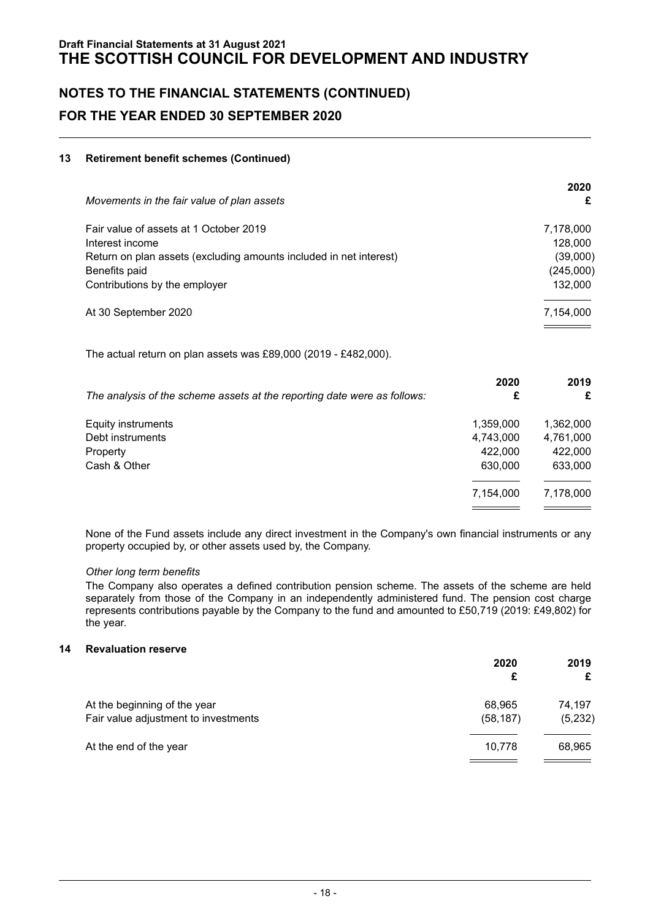## 13 Retirement benefit schemes (Continued)

| *Movements in the fair value of plan assets* | 2020 £ |
|---|---|
| Fair value of assets at 1 October 2019 | 7,178,000 |
| Interest income | 128,000 |
| Return on plan assets (excluding amounts included in net interest) | (39,000) |
| Benefits paid | (245,000) |
| Contributions by the employer | 132,000 |
| At 30 September 2020 | 7,154,000 |

The actual return on plan assets was £89,000 (2019 - £482,000).

| *The analysis of the scheme assets at the reporting date were as follows:* | 2020 £ | 2019 £ |
|---|---|---|
| Equity instruments | 1,359,000 | 1,362,000 |
| Debt instruments | 4,743,000 | 4,761,000 |
| Property | 422,000 | 422,000 |
| Cash & Other | 630,000 | 633,000 |
| | 7,154,000 | 7,178,000 |

None of the Fund assets include any direct investment in the Company's own financial instruments or any property occupied by, or other assets used by, the Company.

*Other long term benefits*

The Company also operates a defined contribution pension scheme. The assets of the scheme are held separately from those of the Company in an independently administered fund. The pension cost charge represents contributions payable by the Company to the fund and amounted to £50,719 (2019: £49,802) for the year.

## 14 Revaluation reserve

| | 2020 £ | 2019 £ |
|---|---|---|
| At the beginning of the year | 68,965 | 74,197 |
| Fair value adjustment to investments | (58,187) | (5,232) |
| At the end of the year | 10,778 | 68,965 |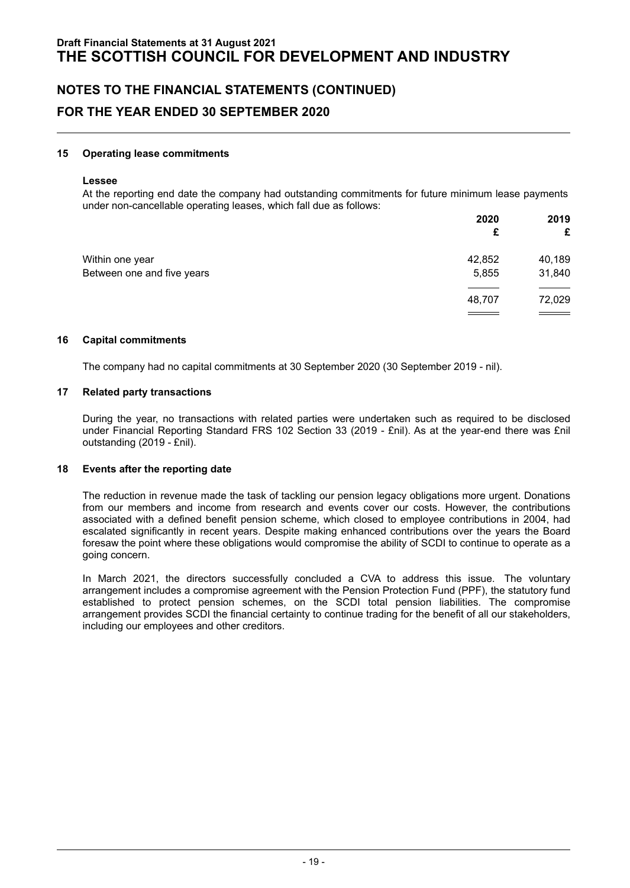## NOTES TO THE FINANCIAL STATEMENTS (CONTINUED)

## FOR THE YEAR ENDED 30 SEPTEMBER 2020

### 15 Operating lease commitments

**Lessee**

At the reporting end date the company had outstanding commitments for future minimum lease payments under non-cancellable operating leases, which fall due as follows:

| | 2020 £ | 2019 £ |
|---|---|---|
| Within one year | 42,852 | 40,189 |
| Between one and five years | 5,855 | 31,840 |
| | 48,707 | 72,029 |

### 16 Capital commitments

The company had no capital commitments at 30 September 2020 (30 September 2019 - nil).

### 17 Related party transactions

During the year, no transactions with related parties were undertaken such as required to be disclosed under Financial Reporting Standard FRS 102 Section 33 (2019 - £nil). As at the year-end there was £nil outstanding (2019 - £nil).

### 18 Events after the reporting date

The reduction in revenue made the task of tackling our pension legacy obligations more urgent. Donations from our members and income from research and events cover our costs. However, the contributions associated with a defined benefit pension scheme, which closed to employee contributions in 2004, had escalated significantly in recent years. Despite making enhanced contributions over the years the Board foresaw the point where these obligations would compromise the ability of SCDI to continue to operate as a going concern.

In March 2021, the directors successfully concluded a CVA to address this issue. The voluntary arrangement includes a compromise agreement with the Pension Protection Fund (PPF), the statutory fund established to protect pension schemes, on the SCDI total pension liabilities. The compromise arrangement provides SCDI the financial certainty to continue trading for the benefit of all our stakeholders, including our employees and other creditors.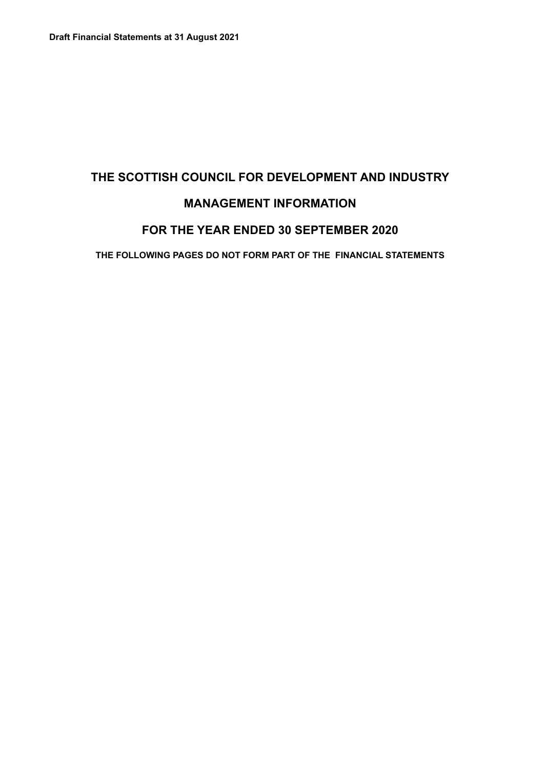**Draft Financial Statements at 31 August 2021**

# THE SCOTTISH COUNCIL FOR DEVELOPMENT AND INDUSTRY

## MANAGEMENT INFORMATION

## FOR THE YEAR ENDED 30 SEPTEMBER 2020

**THE FOLLOWING PAGES DO NOT FORM PART OF THE FINANCIAL STATEMENTS**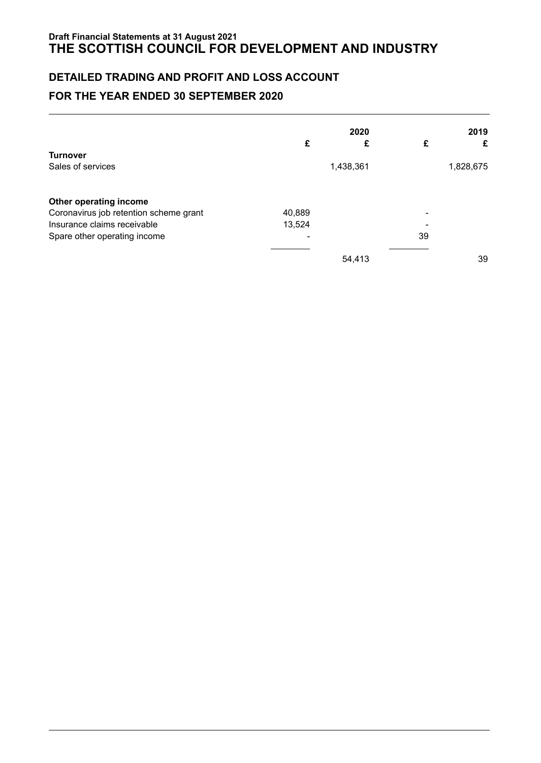**Draft Financial Statements at 31 August 2021**

# THE SCOTTISH COUNCIL FOR DEVELOPMENT AND INDUSTRY

## DETAILED TRADING AND PROFIT AND LOSS ACCOUNT

## FOR THE YEAR ENDED 30 SEPTEMBER 2020

| | | 2020 | | 2019 |
|---|---|---|---|---|
| | £ | £ | £ | £ |
| **Turnover** | | | | |
| Sales of services | | 1,438,361 | | 1,828,675 |
| | | | | |
| **Other operating income** | | | | |
| Coronavirus job retention scheme grant | 40,889 | | - | |
| Insurance claims receivable | 13,524 | | - | |
| Spare other operating income | - | | 39 | |
| | | 54,413 | | 39 |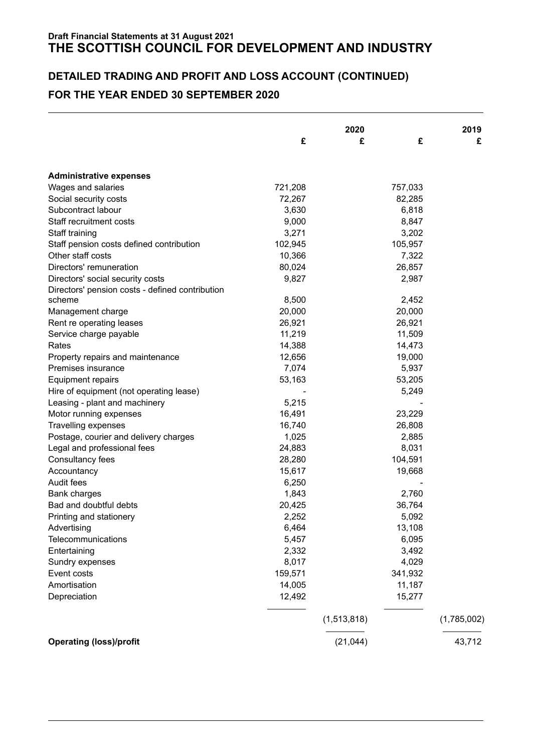**Draft Financial Statements at 31 August 2021**

# THE SCOTTISH COUNCIL FOR DEVELOPMENT AND INDUSTRY

## DETAILED TRADING AND PROFIT AND LOSS ACCOUNT (CONTINUED)

## FOR THE YEAR ENDED 30 SEPTEMBER 2020

| | 2020 | | 2019 | |
|---|---|---|---|---|
| | £ | £ | £ | £ |
| **Administrative expenses** | | | | |
| Wages and salaries | 721,208 | | 757,033 | |
| Social security costs | 72,267 | | 82,285 | |
| Subcontract labour | 3,630 | | 6,818 | |
| Staff recruitment costs | 9,000 | | 8,847 | |
| Staff training | 3,271 | | 3,202 | |
| Staff pension costs defined contribution | 102,945 | | 105,957 | |
| Other staff costs | 10,366 | | 7,322 | |
| Directors' remuneration | 80,024 | | 26,857 | |
| Directors' social security costs | 9,827 | | 2,987 | |
| Directors' pension costs - defined contribution scheme | 8,500 | | 2,452 | |
| Management charge | 20,000 | | 20,000 | |
| Rent re operating leases | 26,921 | | 26,921 | |
| Service charge payable | 11,219 | | 11,509 | |
| Rates | 14,388 | | 14,473 | |
| Property repairs and maintenance | 12,656 | | 19,000 | |
| Premises insurance | 7,074 | | 5,937 | |
| Equipment repairs | 53,163 | | 53,205 | |
| Hire of equipment (not operating lease) | - | | 5,249 | |
| Leasing - plant and machinery | 5,215 | | - | |
| Motor running expenses | 16,491 | | 23,229 | |
| Travelling expenses | 16,740 | | 26,808 | |
| Postage, courier and delivery charges | 1,025 | | 2,885 | |
| Legal and professional fees | 24,883 | | 8,031 | |
| Consultancy fees | 28,280 | | 104,591 | |
| Accountancy | 15,617 | | 19,668 | |
| Audit fees | 6,250 | | - | |
| Bank charges | 1,843 | | 2,760 | |
| Bad and doubtful debts | 20,425 | | 36,764 | |
| Printing and stationery | 2,252 | | 5,092 | |
| Advertising | 6,464 | | 13,108 | |
| Telecommunications | 5,457 | | 6,095 | |
| Entertaining | 2,332 | | 3,492 | |
| Sundry expenses | 8,017 | | 4,029 | |
| Event costs | 159,571 | | 341,932 | |
| Amortisation | 14,005 | | 11,187 | |
| Depreciation | 12,492 | | 15,277 | |
| | | (1,513,818) | | (1,785,002) |
| **Operating (loss)/profit** | | (21,044) | | 43,712 |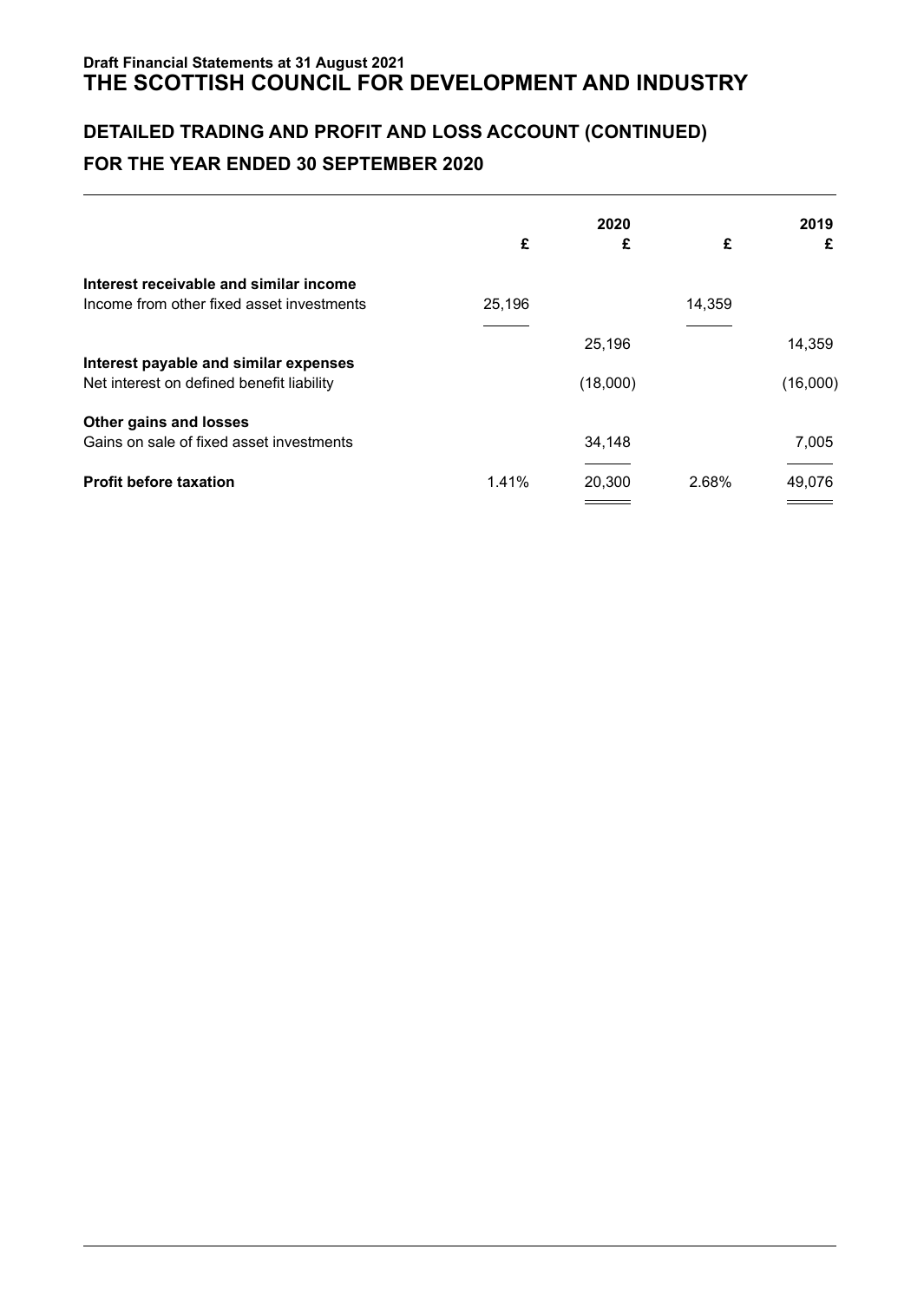**Draft Financial Statements at 31 August 2021**

# THE SCOTTISH COUNCIL FOR DEVELOPMENT AND INDUSTRY

## DETAILED TRADING AND PROFIT AND LOSS ACCOUNT (CONTINUED)

## FOR THE YEAR ENDED 30 SEPTEMBER 2020

| | 2020 | | 2019 | |
|---|---|---|---|---|
| | £ | £ | £ | £ |
| **Interest receivable and similar income** | | | | |
| Income from other fixed asset investments | 25,196 | | 14,359 | |
| | | 25,196 | | 14,359 |
| **Interest payable and similar expenses** | | | | |
| Net interest on defined benefit liability | | (18,000) | | (16,000) |
| **Other gains and losses** | | | | |
| Gains on sale of fixed asset investments | | 34,148 | | 7,005 |
| **Profit before taxation** | 1.41% | 20,300 | 2.68% | 49,076 |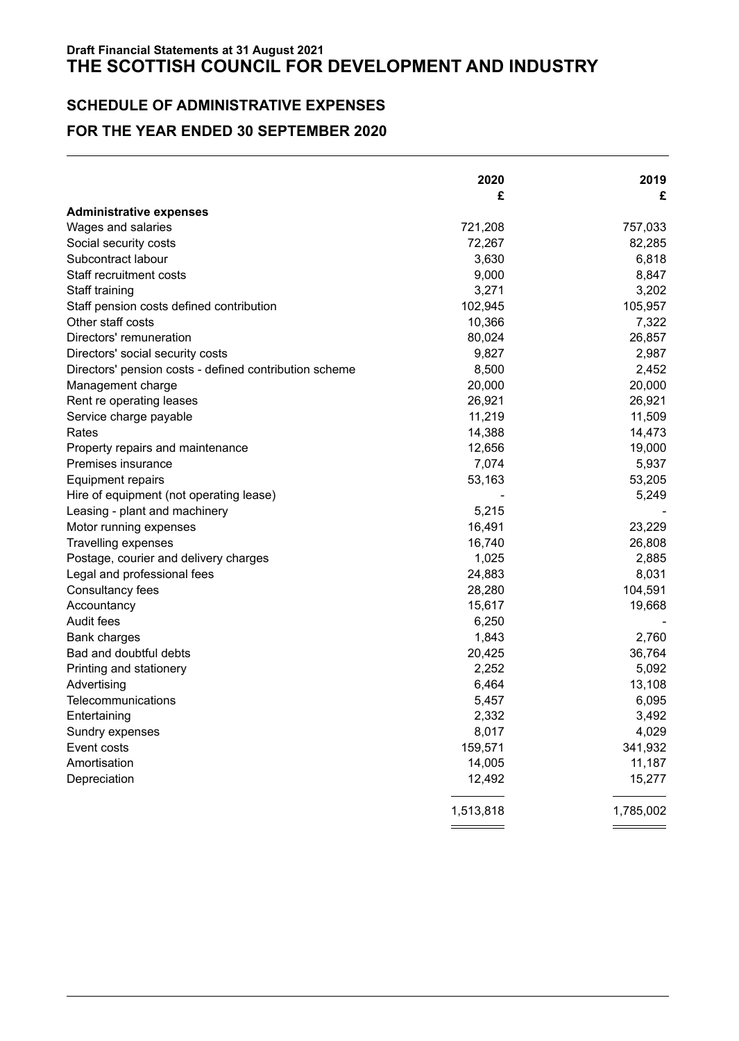**Draft Financial Statements at 31 August 2021**

# THE SCOTTISH COUNCIL FOR DEVELOPMENT AND INDUSTRY

## SCHEDULE OF ADMINISTRATIVE EXPENSES

## FOR THE YEAR ENDED 30 SEPTEMBER 2020

| | 2020 £ | 2019 £ |
|---|---|---|
| **Administrative expenses** | | |
| Wages and salaries | 721,208 | 757,033 |
| Social security costs | 72,267 | 82,285 |
| Subcontract labour | 3,630 | 6,818 |
| Staff recruitment costs | 9,000 | 8,847 |
| Staff training | 3,271 | 3,202 |
| Staff pension costs defined contribution | 102,945 | 105,957 |
| Other staff costs | 10,366 | 7,322 |
| Directors' remuneration | 80,024 | 26,857 |
| Directors' social security costs | 9,827 | 2,987 |
| Directors' pension costs - defined contribution scheme | 8,500 | 2,452 |
| Management charge | 20,000 | 20,000 |
| Rent re operating leases | 26,921 | 26,921 |
| Service charge payable | 11,219 | 11,509 |
| Rates | 14,388 | 14,473 |
| Property repairs and maintenance | 12,656 | 19,000 |
| Premises insurance | 7,074 | 5,937 |
| Equipment repairs | 53,163 | 53,205 |
| Hire of equipment (not operating lease) | - | 5,249 |
| Leasing - plant and machinery | 5,215 | - |
| Motor running expenses | 16,491 | 23,229 |
| Travelling expenses | 16,740 | 26,808 |
| Postage, courier and delivery charges | 1,025 | 2,885 |
| Legal and professional fees | 24,883 | 8,031 |
| Consultancy fees | 28,280 | 104,591 |
| Accountancy | 15,617 | 19,668 |
| Audit fees | 6,250 | - |
| Bank charges | 1,843 | 2,760 |
| Bad and doubtful debts | 20,425 | 36,764 |
| Printing and stationery | 2,252 | 5,092 |
| Advertising | 6,464 | 13,108 |
| Telecommunications | 5,457 | 6,095 |
| Entertaining | 2,332 | 3,492 |
| Sundry expenses | 8,017 | 4,029 |
| Event costs | 159,571 | 341,932 |
| Amortisation | 14,005 | 11,187 |
| Depreciation | 12,492 | 15,277 |
| | 1,513,818 | 1,785,002 |